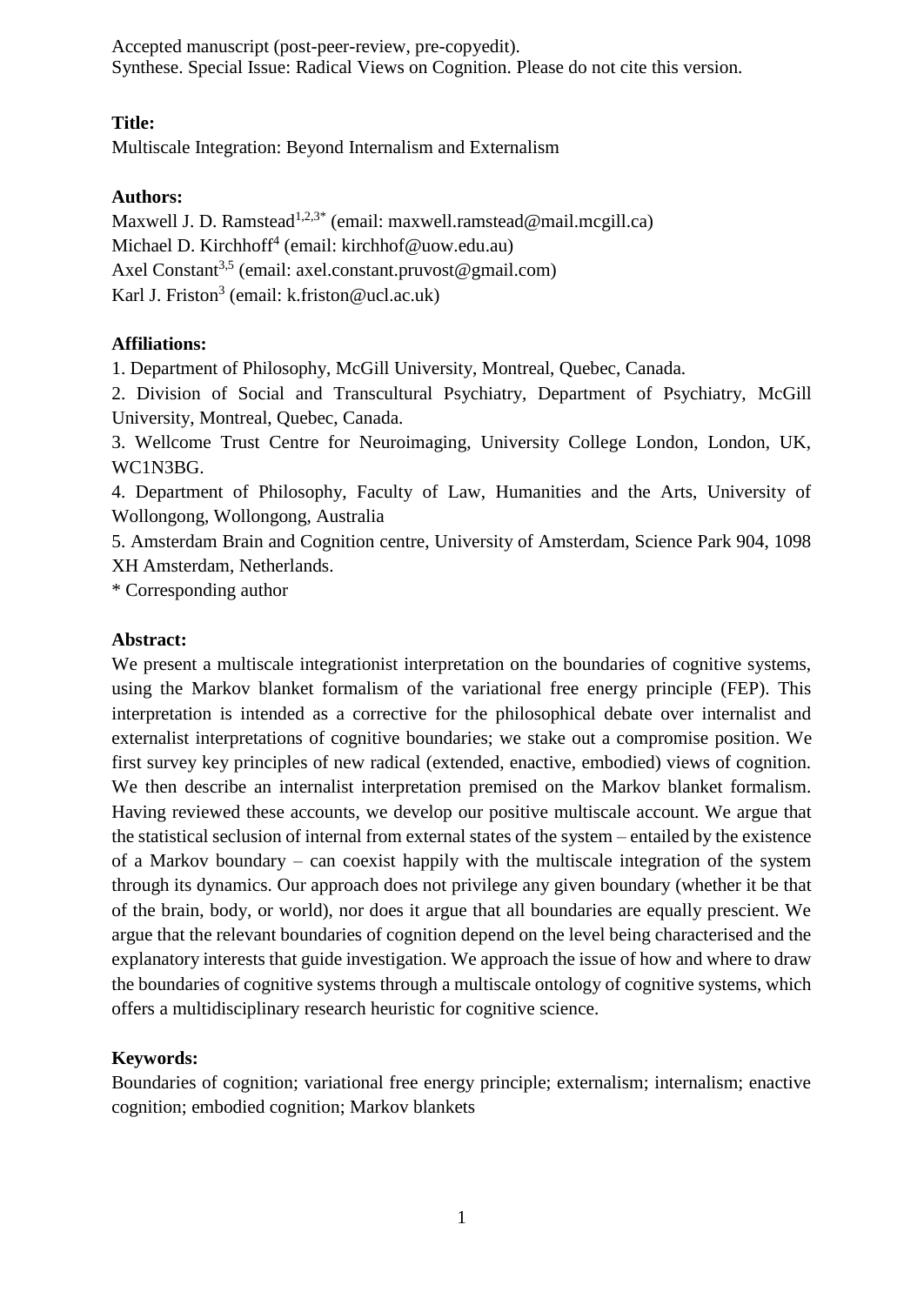Accepted manuscript (post-peer-review, pre-copyedit).
Synthese. Special Issue: Radical Views on Cognition. Please do not cite this version.

**Title:**
Multiscale Integration: Beyond Internalism and Externalism

**Authors:**
Maxwell J. D. Ramstead[1,2,3*] (email: maxwell.ramstead@mail.mcgill.ca)
Michael D. Kirchhoff[4] (email: kirchhof@uow.edu.au)
Axel Constant[3,5] (email: axel.constant.pruvost@gmail.com)
Karl J. Friston[3] (email: k.friston@ucl.ac.uk)

**Affiliations:**

1. Department of Philosophy, McGill University, Montreal, Quebec, Canada.
2. Division of Social and Transcultural Psychiatry, Department of Psychiatry, McGill University, Montreal, Quebec, Canada.
3. Wellcome Trust Centre for Neuroimaging, University College London, London, UK, WC1N3BG.
4. Department of Philosophy, Faculty of Law, Humanities and the Arts, University of Wollongong, Wollongong, Australia
5. Amsterdam Brain and Cognition centre, University of Amsterdam, Science Park 904, 1098 XH Amsterdam, Netherlands.

\* Corresponding author

**Abstract:**
We present a multiscale integrationist interpretation on the boundaries of cognitive systems, using the Markov blanket formalism of the variational free energy principle (FEP). This interpretation is intended as a corrective for the philosophical debate over internalist and externalist interpretations of cognitive boundaries; we stake out a compromise position. We first survey key principles of new radical (extended, enactive, embodied) views of cognition. We then describe an internalist interpretation premised on the Markov blanket formalism. Having reviewed these accounts, we develop our positive multiscale account. We argue that the statistical seclusion of internal from external states of the system – entailed by the existence of a Markov boundary – can coexist happily with the multiscale integration of the system through its dynamics. Our approach does not privilege any given boundary (whether it be that of the brain, body, or world), nor does it argue that all boundaries are equally prescient. We argue that the relevant boundaries of cognition depend on the level being characterised and the explanatory interests that guide investigation. We approach the issue of how and where to draw the boundaries of cognitive systems through a multiscale ontology of cognitive systems, which offers a multidisciplinary research heuristic for cognitive science.

**Keywords:**
Boundaries of cognition; variational free energy principle; externalism; internalism; enactive cognition; embodied cognition; Markov blankets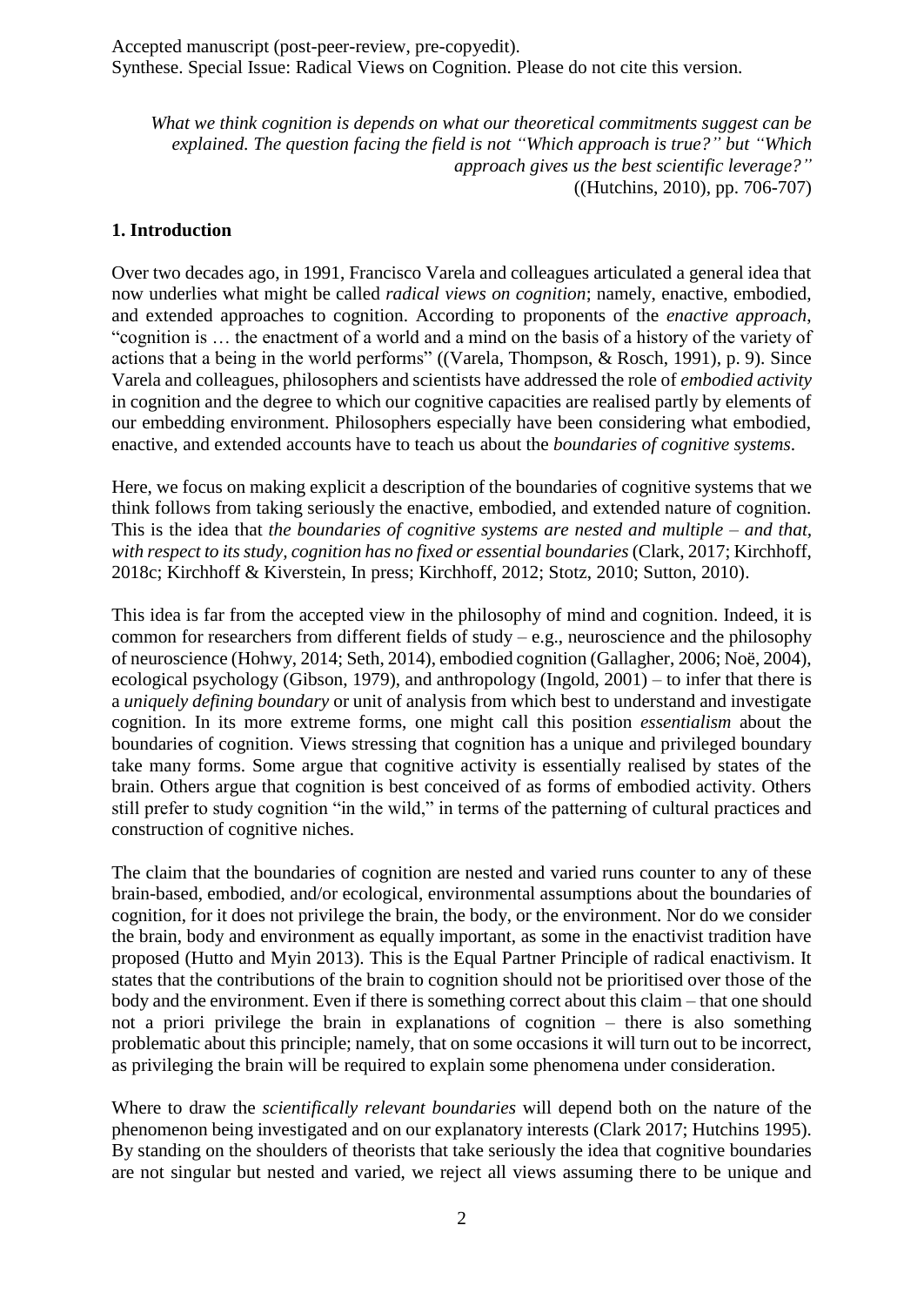*What we think cognition is depends on what our theoretical commitments suggest can be explained. The question facing the field is not "Which approach is true?" but "Which approach gives us the best scientific leverage?"*
((Hutchins, 2010), pp. 706-707)

## 1. Introduction

Over two decades ago, in 1991, Francisco Varela and colleagues articulated a general idea that now underlies what might be called *radical views on cognition*; namely, enactive, embodied, and extended approaches to cognition. According to proponents of the *enactive approach*, "cognition is … the enactment of a world and a mind on the basis of a history of the variety of actions that a being in the world performs" ((Varela, Thompson, & Rosch, 1991), p. 9). Since Varela and colleagues, philosophers and scientists have addressed the role of *embodied activity* in cognition and the degree to which our cognitive capacities are realised partly by elements of our embedding environment. Philosophers especially have been considering what embodied, enactive, and extended accounts have to teach us about the *boundaries of cognitive systems*.

Here, we focus on making explicit a description of the boundaries of cognitive systems that we think follows from taking seriously the enactive, embodied, and extended nature of cognition. This is the idea that *the boundaries of cognitive systems are nested and multiple – and that, with respect to its study, cognition has no fixed or essential boundaries* (Clark, 2017; Kirchhoff, 2018c; Kirchhoff & Kiverstein, In press; Kirchhoff, 2012; Stotz, 2010; Sutton, 2010).

This idea is far from the accepted view in the philosophy of mind and cognition. Indeed, it is common for researchers from different fields of study – e.g., neuroscience and the philosophy of neuroscience (Hohwy, 2014; Seth, 2014), embodied cognition (Gallagher, 2006; Noë, 2004), ecological psychology (Gibson, 1979), and anthropology (Ingold, 2001) – to infer that there is a *uniquely defining boundary* or unit of analysis from which best to understand and investigate cognition. In its more extreme forms, one might call this position *essentialism* about the boundaries of cognition. Views stressing that cognition has a unique and privileged boundary take many forms. Some argue that cognitive activity is essentially realised by states of the brain. Others argue that cognition is best conceived of as forms of embodied activity. Others still prefer to study cognition "in the wild," in terms of the patterning of cultural practices and construction of cognitive niches.

The claim that the boundaries of cognition are nested and varied runs counter to any of these brain-based, embodied, and/or ecological, environmental assumptions about the boundaries of cognition, for it does not privilege the brain, the body, or the environment. Nor do we consider the brain, body and environment as equally important, as some in the enactivist tradition have proposed (Hutto and Myin 2013). This is the Equal Partner Principle of radical enactivism. It states that the contributions of the brain to cognition should not be prioritised over those of the body and the environment. Even if there is something correct about this claim – that one should not a priori privilege the brain in explanations of cognition – there is also something problematic about this principle; namely, that on some occasions it will turn out to be incorrect, as privileging the brain will be required to explain some phenomena under consideration.

Where to draw the *scientifically relevant boundaries* will depend both on the nature of the phenomenon being investigated and on our explanatory interests (Clark 2017; Hutchins 1995). By standing on the shoulders of theorists that take seriously the idea that cognitive boundaries are not singular but nested and varied, we reject all views assuming there to be unique and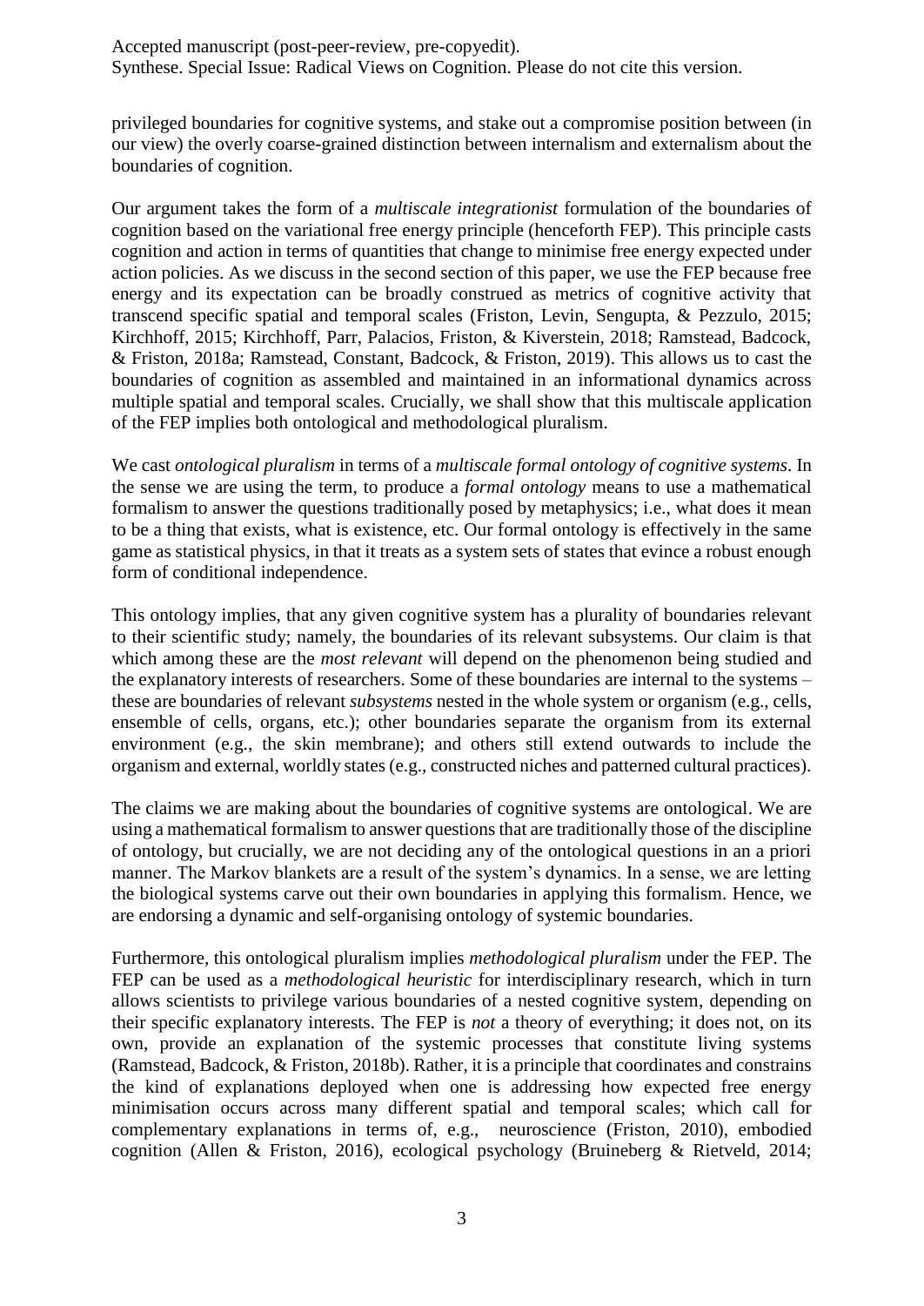privileged boundaries for cognitive systems, and stake out a compromise position between (in our view) the overly coarse-grained distinction between internalism and externalism about the boundaries of cognition.

Our argument takes the form of a *multiscale integrationist* formulation of the boundaries of cognition based on the variational free energy principle (henceforth FEP). This principle casts cognition and action in terms of quantities that change to minimise free energy expected under action policies. As we discuss in the second section of this paper, we use the FEP because free energy and its expectation can be broadly construed as metrics of cognitive activity that transcend specific spatial and temporal scales (Friston, Levin, Sengupta, & Pezzulo, 2015; Kirchhoff, 2015; Kirchhoff, Parr, Palacios, Friston, & Kiverstein, 2018; Ramstead, Badcock, & Friston, 2018a; Ramstead, Constant, Badcock, & Friston, 2019). This allows us to cast the boundaries of cognition as assembled and maintained in an informational dynamics across multiple spatial and temporal scales. Crucially, we shall show that this multiscale application of the FEP implies both ontological and methodological pluralism.

We cast *ontological pluralism* in terms of a *multiscale formal ontology of cognitive systems*. In the sense we are using the term, to produce a *formal ontology* means to use a mathematical formalism to answer the questions traditionally posed by metaphysics; i.e., what does it mean to be a thing that exists, what is existence, etc. Our formal ontology is effectively in the same game as statistical physics, in that it treats as a system sets of states that evince a robust enough form of conditional independence.

This ontology implies, that any given cognitive system has a plurality of boundaries relevant to their scientific study; namely, the boundaries of its relevant subsystems. Our claim is that which among these are the *most relevant* will depend on the phenomenon being studied and the explanatory interests of researchers. Some of these boundaries are internal to the systems – these are boundaries of relevant *subsystems* nested in the whole system or organism (e.g., cells, ensemble of cells, organs, etc.); other boundaries separate the organism from its external environment (e.g., the skin membrane); and others still extend outwards to include the organism and external, worldly states (e.g., constructed niches and patterned cultural practices).

The claims we are making about the boundaries of cognitive systems are ontological. We are using a mathematical formalism to answer questions that are traditionally those of the discipline of ontology, but crucially, we are not deciding any of the ontological questions in an a priori manner. The Markov blankets are a result of the system's dynamics. In a sense, we are letting the biological systems carve out their own boundaries in applying this formalism. Hence, we are endorsing a dynamic and self-organising ontology of systemic boundaries.

Furthermore, this ontological pluralism implies *methodological pluralism* under the FEP. The FEP can be used as a *methodological heuristic* for interdisciplinary research, which in turn allows scientists to privilege various boundaries of a nested cognitive system, depending on their specific explanatory interests. The FEP is *not* a theory of everything; it does not, on its own, provide an explanation of the systemic processes that constitute living systems (Ramstead, Badcock, & Friston, 2018b). Rather, it is a principle that coordinates and constrains the kind of explanations deployed when one is addressing how expected free energy minimisation occurs across many different spatial and temporal scales; which call for complementary explanations in terms of, e.g., neuroscience (Friston, 2010), embodied cognition (Allen & Friston, 2016), ecological psychology (Bruineberg & Rietveld, 2014;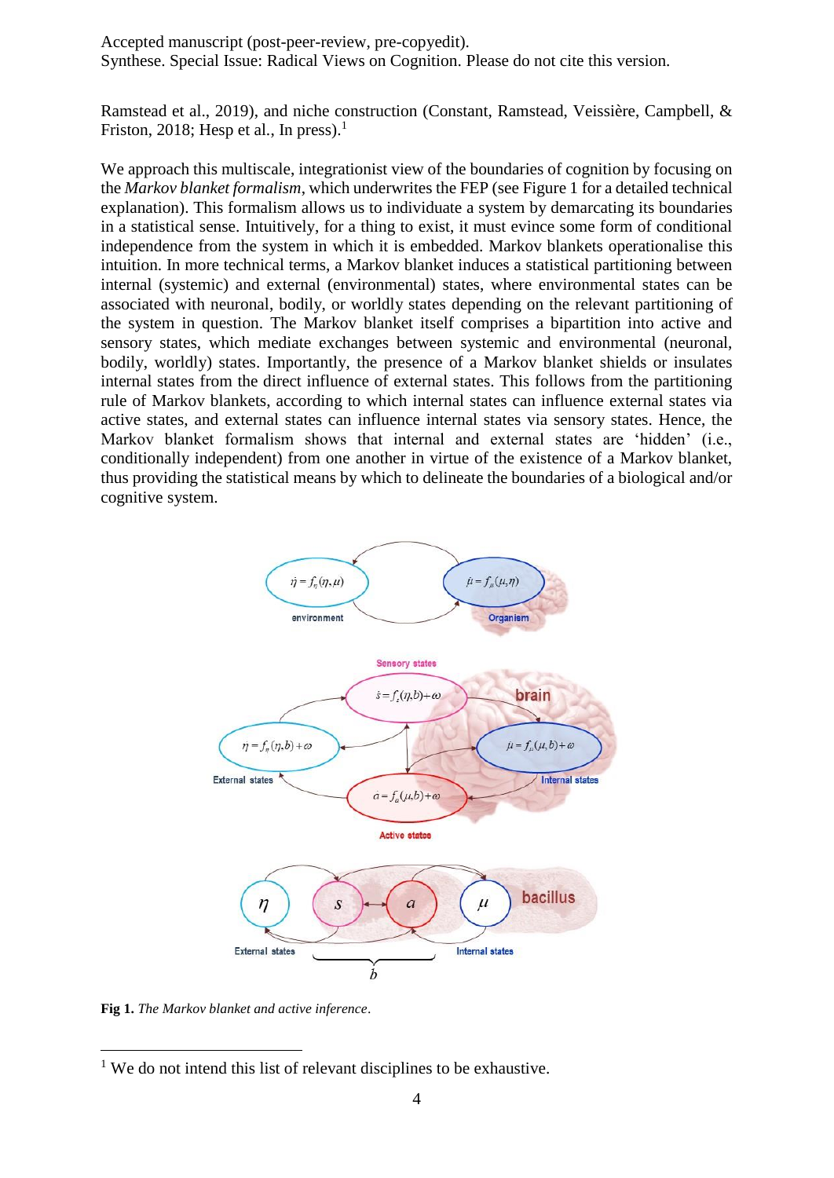Ramstead et al., 2019), and niche construction (Constant, Ramstead, Veissière, Campbell, & Friston, 2018; Hesp et al., In press).[1]

We approach this multiscale, integrationist view of the boundaries of cognition by focusing on the *Markov blanket formalism*, which underwrites the FEP (see Figure 1 for a detailed technical explanation). This formalism allows us to individuate a system by demarcating its boundaries in a statistical sense. Intuitively, for a thing to exist, it must evince some form of conditional independence from the system in which it is embedded. Markov blankets operationalise this intuition. In more technical terms, a Markov blanket induces a statistical partitioning between internal (systemic) and external (environmental) states, where environmental states can be associated with neuronal, bodily, or worldly states depending on the relevant partitioning of the system in question. The Markov blanket itself comprises a bipartition into active and sensory states, which mediate exchanges between systemic and environmental (neuronal, bodily, worldly) states. Importantly, the presence of a Markov blanket shields or insulates internal states from the direct influence of external states. This follows from the partitioning rule of Markov blankets, according to which internal states can influence external states via active states, and external states can influence internal states via sensory states. Hence, the Markov blanket formalism shows that internal and external states are 'hidden' (i.e., conditionally independent) from one another in virtue of the existence of a Markov blanket, thus providing the statistical means by which to delineate the boundaries of a biological and/or cognitive system.

**Fig 1.** *The Markov blanket and active inference*.

[1] We do not intend this list of relevant disciplines to be exhaustive.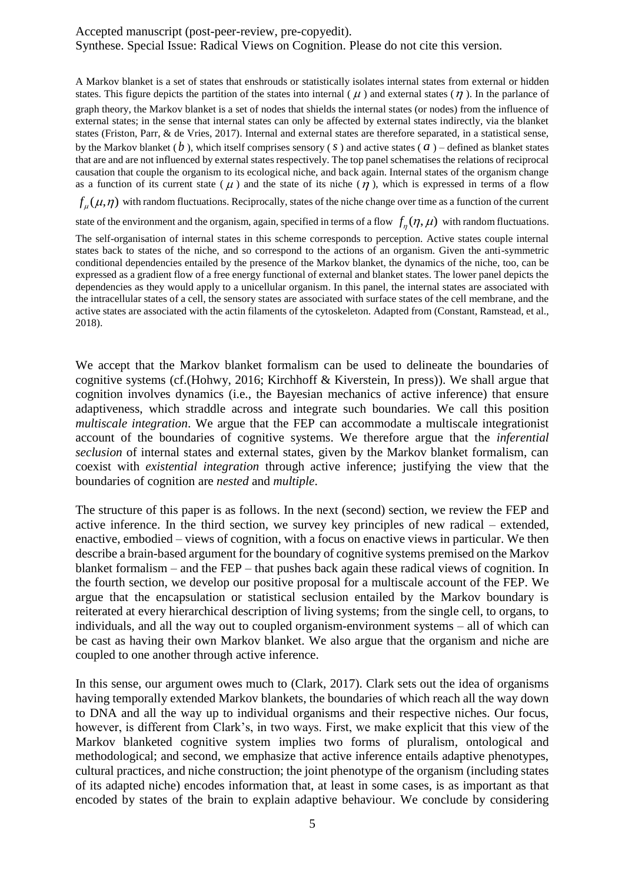A Markov blanket is a set of states that enshrouds or statistically isolates internal states from external or hidden states. This figure depicts the partition of the states into internal ( $\mu$ ) and external states ( $\eta$ ). In the parlance of graph theory, the Markov blanket is a set of nodes that shields the internal states (or nodes) from the influence of external states; in the sense that internal states can only be affected by external states indirectly, via the blanket states (Friston, Parr, & de Vries, 2017). Internal and external states are therefore separated, in a statistical sense, by the Markov blanket ( $b$ ), which itself comprises sensory ( $s$ ) and active states ( $a$ ) – defined as blanket states that are and are not influenced by external states respectively. The top panel schematises the relations of reciprocal causation that couple the organism to its ecological niche, and back again. Internal states of the organism change as a function of its current state ( $\mu$ ) and the state of its niche ( $\eta$ ), which is expressed in terms of a flow $f_\mu(\mu,\eta)$ with random fluctuations. Reciprocally, states of the niche change over time as a function of the current state of the environment and the organism, again, specified in terms of a flow $f_\eta(\eta,\mu)$ with random fluctuations. The self-organisation of internal states in this scheme corresponds to perception. Active states couple internal states back to states of the niche, and so correspond to the actions of an organism. Given the anti-symmetric conditional dependencies entailed by the presence of the Markov blanket, the dynamics of the niche, too, can be expressed as a gradient flow of a free energy functional of external and blanket states. The lower panel depicts the dependencies as they would apply to a unicellular organism. In this panel, the internal states are associated with the intracellular states of a cell, the sensory states are associated with surface states of the cell membrane, and the active states are associated with the actin filaments of the cytoskeleton. Adapted from (Constant, Ramstead, et al., 2018).

We accept that the Markov blanket formalism can be used to delineate the boundaries of cognitive systems (cf.(Hohwy, 2016; Kirchhoff & Kiverstein, In press)). We shall argue that cognition involves dynamics (i.e., the Bayesian mechanics of active inference) that ensure adaptiveness, which straddle across and integrate such boundaries. We call this position *multiscale integration*. We argue that the FEP can accommodate a multiscale integrationist account of the boundaries of cognitive systems. We therefore argue that the *inferential seclusion* of internal states and external states, given by the Markov blanket formalism, can coexist with *existential integration* through active inference; justifying the view that the boundaries of cognition are *nested* and *multiple*.

The structure of this paper is as follows. In the next (second) section, we review the FEP and active inference. In the third section, we survey key principles of new radical – extended, enactive, embodied – views of cognition, with a focus on enactive views in particular. We then describe a brain-based argument for the boundary of cognitive systems premised on the Markov blanket formalism – and the FEP – that pushes back again these radical views of cognition. In the fourth section, we develop our positive proposal for a multiscale account of the FEP. We argue that the encapsulation or statistical seclusion entailed by the Markov boundary is reiterated at every hierarchical description of living systems; from the single cell, to organs, to individuals, and all the way out to coupled organism-environment systems – all of which can be cast as having their own Markov blanket. We also argue that the organism and niche are coupled to one another through active inference.

In this sense, our argument owes much to (Clark, 2017). Clark sets out the idea of organisms having temporally extended Markov blankets, the boundaries of which reach all the way down to DNA and all the way up to individual organisms and their respective niches. Our focus, however, is different from Clark's, in two ways. First, we make explicit that this view of the Markov blanketed cognitive system implies two forms of pluralism, ontological and methodological; and second, we emphasize that active inference entails adaptive phenotypes, cultural practices, and niche construction; the joint phenotype of the organism (including states of its adapted niche) encodes information that, at least in some cases, is as important as that encoded by states of the brain to explain adaptive behaviour. We conclude by considering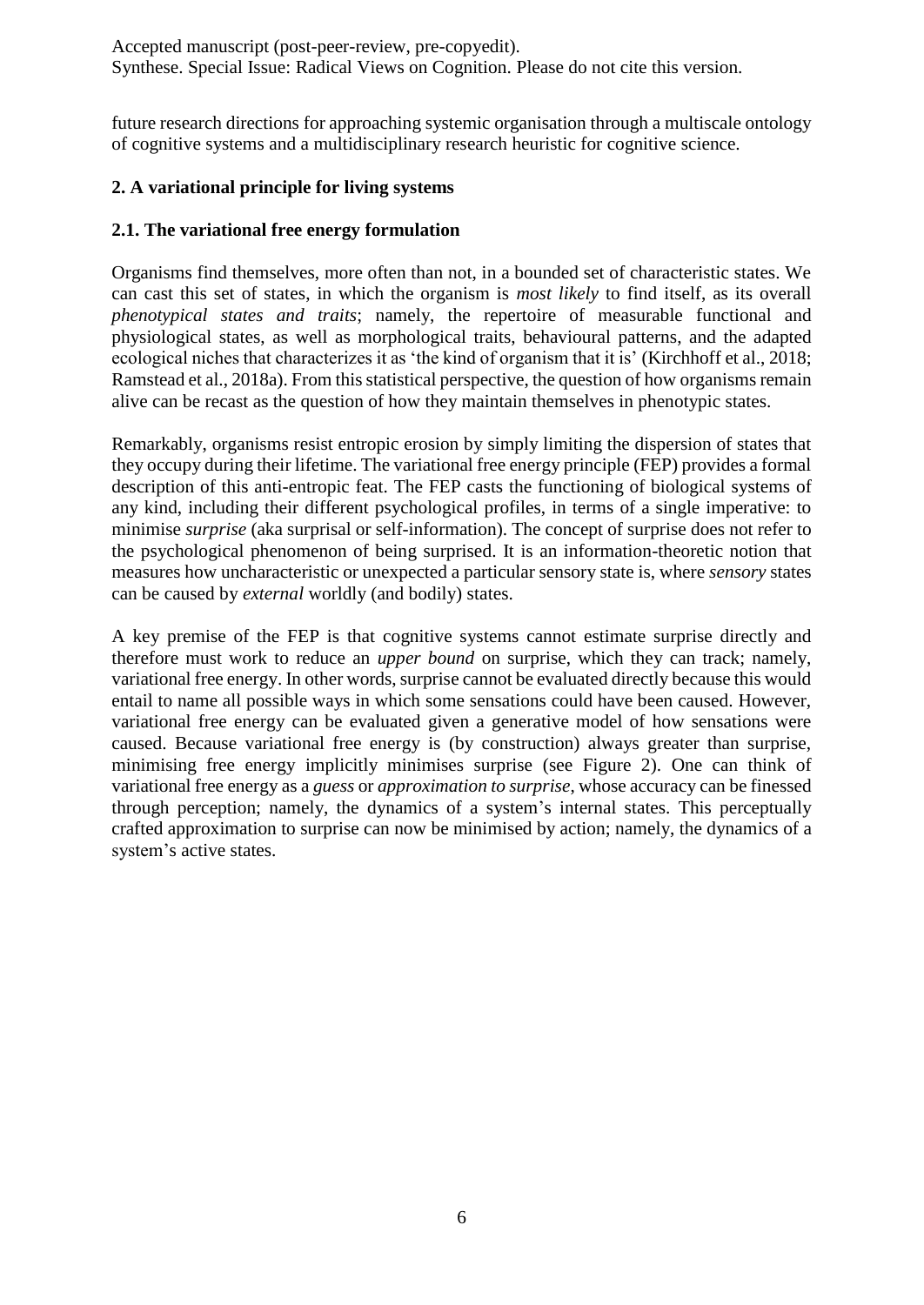future research directions for approaching systemic organisation through a multiscale ontology of cognitive systems and a multidisciplinary research heuristic for cognitive science.

## 2. A variational principle for living systems

### 2.1. The variational free energy formulation

Organisms find themselves, more often than not, in a bounded set of characteristic states. We can cast this set of states, in which the organism is *most likely* to find itself, as its overall *phenotypical states and traits*; namely, the repertoire of measurable functional and physiological states, as well as morphological traits, behavioural patterns, and the adapted ecological niches that characterizes it as 'the kind of organism that it is' (Kirchhoff et al., 2018; Ramstead et al., 2018a). From this statistical perspective, the question of how organisms remain alive can be recast as the question of how they maintain themselves in phenotypic states.

Remarkably, organisms resist entropic erosion by simply limiting the dispersion of states that they occupy during their lifetime. The variational free energy principle (FEP) provides a formal description of this anti-entropic feat. The FEP casts the functioning of biological systems of any kind, including their different psychological profiles, in terms of a single imperative: to minimise *surprise* (aka surprisal or self-information). The concept of surprise does not refer to the psychological phenomenon of being surprised. It is an information-theoretic notion that measures how uncharacteristic or unexpected a particular sensory state is, where *sensory* states can be caused by *external* worldly (and bodily) states.

A key premise of the FEP is that cognitive systems cannot estimate surprise directly and therefore must work to reduce an *upper bound* on surprise, which they can track; namely, variational free energy. In other words, surprise cannot be evaluated directly because this would entail to name all possible ways in which some sensations could have been caused. However, variational free energy can be evaluated given a generative model of how sensations were caused. Because variational free energy is (by construction) always greater than surprise, minimising free energy implicitly minimises surprise (see Figure 2). One can think of variational free energy as a *guess* or *approximation to surprise*, whose accuracy can be finessed through perception; namely, the dynamics of a system's internal states. This perceptually crafted approximation to surprise can now be minimised by action; namely, the dynamics of a system's active states.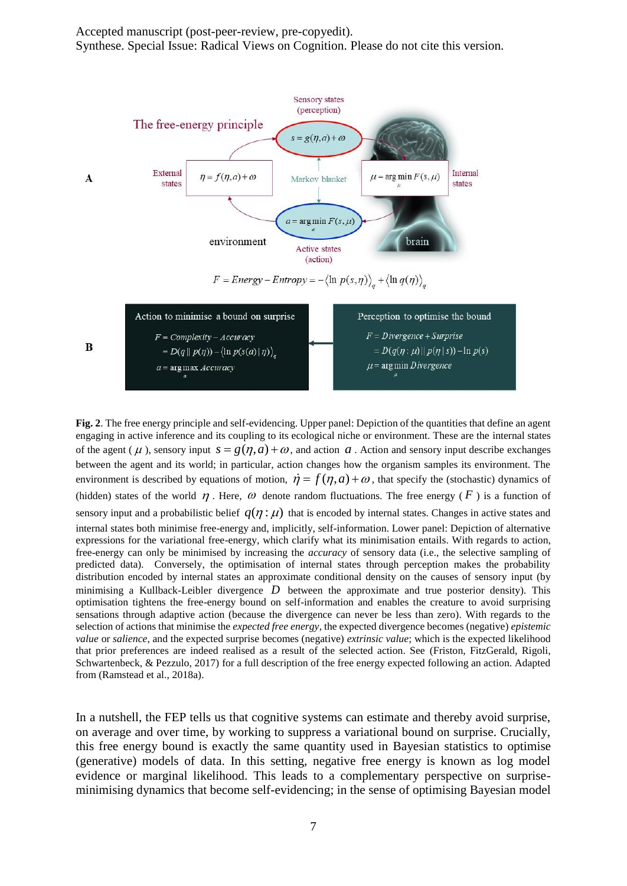Accepted manuscript (post-peer-review, pre-copyedit).
Synthese. Special Issue: Radical Views on Cognition. Please do not cite this version.

**Fig. 2**. The free energy principle and self-evidencing. Upper panel: Depiction of the quantities that define an agent engaging in active inference and its coupling to its ecological niche or environment. These are the internal states of the agent ( $\mu$ ), sensory input $s = g(\eta, a) + \omega$, and action $a$. Action and sensory input describe exchanges between the agent and its world; in particular, action changes how the organism samples its environment. The environment is described by equations of motion, $\dot{\eta} = f(\eta, a) + \omega$, that specify the (stochastic) dynamics of (hidden) states of the world $\eta$. Here, $\omega$ denote random fluctuations. The free energy ( $F$ ) is a function of sensory input and a probabilistic belief $q(\eta : \mu)$ that is encoded by internal states. Changes in active states and internal states both minimise free-energy and, implicitly, self-information. Lower panel: Depiction of alternative expressions for the variational free-energy, which clarify what its minimisation entails. With regards to action, free-energy can only be minimised by increasing the *accuracy* of sensory data (i.e., the selective sampling of predicted data). Conversely, the optimisation of internal states through perception makes the probability distribution encoded by internal states an approximate conditional density on the causes of sensory input (by minimising a Kullback-Leibler divergence $D$ between the approximate and true posterior density). This optimisation tightens the free-energy bound on self-information and enables the creature to avoid surprising sensations through adaptive action (because the divergence can never be less than zero). With regards to the selection of actions that minimise the *expected free energy*, the expected divergence becomes (negative) *epistemic value* or *salience*, and the expected surprise becomes (negative) *extrinsic value*; which is the expected likelihood that prior preferences are indeed realised as a result of the selected action. See (Friston, FitzGerald, Rigoli, Schwartenbeck, & Pezzulo, 2017) for a full description of the free energy expected following an action. Adapted from (Ramstead et al., 2018a).

In a nutshell, the FEP tells us that cognitive systems can estimate and thereby avoid surprise, on average and over time, by working to suppress a variational bound on surprise. Crucially, this free energy bound is exactly the same quantity used in Bayesian statistics to optimise (generative) models of data. In this setting, negative free energy is known as log model evidence or marginal likelihood. This leads to a complementary perspective on surprise-minimising dynamics that become self-evidencing; in the sense of optimising Bayesian model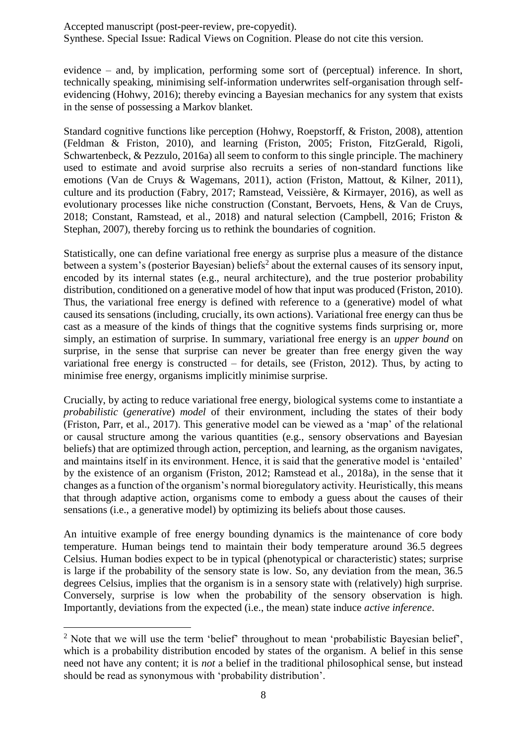evidence – and, by implication, performing some sort of (perceptual) inference. In short, technically speaking, minimising self-information underwrites self-organisation through self-evidencing (Hohwy, 2016); thereby evincing a Bayesian mechanics for any system that exists in the sense of possessing a Markov blanket.

Standard cognitive functions like perception (Hohwy, Roepstorff, & Friston, 2008), attention (Feldman & Friston, 2010), and learning (Friston, 2005; Friston, FitzGerald, Rigoli, Schwartenbeck, & Pezzulo, 2016a) all seem to conform to this single principle. The machinery used to estimate and avoid surprise also recruits a series of non-standard functions like emotions (Van de Cruys & Wagemans, 2011), action (Friston, Mattout, & Kilner, 2011), culture and its production (Fabry, 2017; Ramstead, Veissière, & Kirmayer, 2016), as well as evolutionary processes like niche construction (Constant, Bervoets, Hens, & Van de Cruys, 2018; Constant, Ramstead, et al., 2018) and natural selection (Campbell, 2016; Friston & Stephan, 2007), thereby forcing us to rethink the boundaries of cognition.

Statistically, one can define variational free energy as surprise plus a measure of the distance between a system's (posterior Bayesian) beliefs[2] about the external causes of its sensory input, encoded by its internal states (e.g., neural architecture), and the true posterior probability distribution, conditioned on a generative model of how that input was produced (Friston, 2010). Thus, the variational free energy is defined with reference to a (generative) model of what caused its sensations (including, crucially, its own actions). Variational free energy can thus be cast as a measure of the kinds of things that the cognitive systems finds surprising or, more simply, an estimation of surprise. In summary, variational free energy is an *upper bound* on surprise, in the sense that surprise can never be greater than free energy given the way variational free energy is constructed – for details, see (Friston, 2012). Thus, by acting to minimise free energy, organisms implicitly minimise surprise.

Crucially, by acting to reduce variational free energy, biological systems come to instantiate a *probabilistic* (*generative*) *model* of their environment, including the states of their body (Friston, Parr, et al., 2017). This generative model can be viewed as a 'map' of the relational or causal structure among the various quantities (e.g., sensory observations and Bayesian beliefs) that are optimized through action, perception, and learning, as the organism navigates, and maintains itself in its environment. Hence, it is said that the generative model is 'entailed' by the existence of an organism (Friston, 2012; Ramstead et al., 2018a), in the sense that it changes as a function of the organism's normal bioregulatory activity. Heuristically, this means that through adaptive action, organisms come to embody a guess about the causes of their sensations (i.e., a generative model) by optimizing its beliefs about those causes.

An intuitive example of free energy bounding dynamics is the maintenance of core body temperature. Human beings tend to maintain their body temperature around 36.5 degrees Celsius. Human bodies expect to be in typical (phenotypical or characteristic) states; surprise is large if the probability of the sensory state is low. So, any deviation from the mean, 36.5 degrees Celsius, implies that the organism is in a sensory state with (relatively) high surprise. Conversely, surprise is low when the probability of the sensory observation is high. Importantly, deviations from the expected (i.e., the mean) state induce *active inference*.

---

[2] Note that we will use the term 'belief' throughout to mean 'probabilistic Bayesian belief', which is a probability distribution encoded by states of the organism. A belief in this sense need not have any content; it is *not* a belief in the traditional philosophical sense, but instead should be read as synonymous with 'probability distribution'.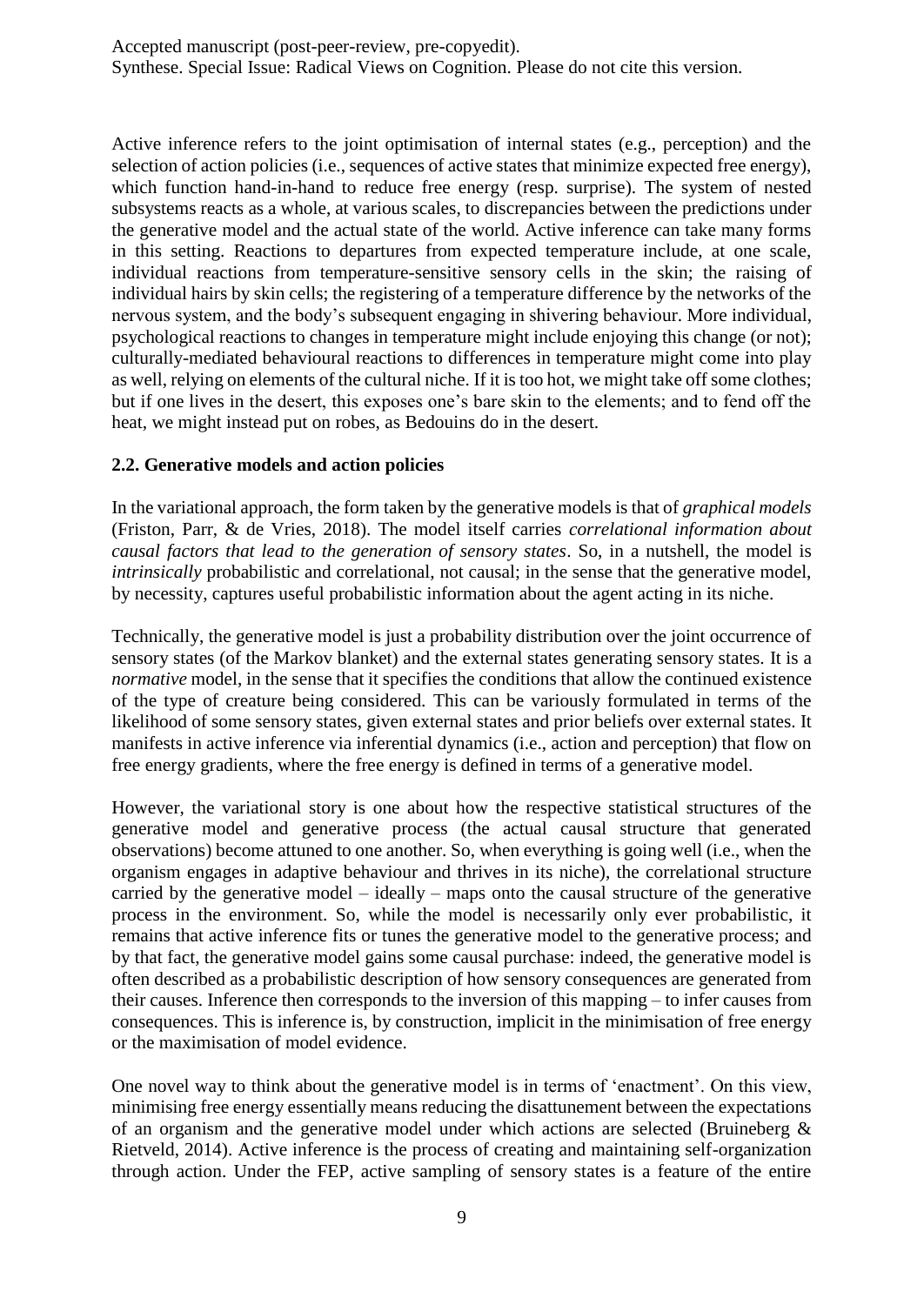Active inference refers to the joint optimisation of internal states (e.g., perception) and the selection of action policies (i.e., sequences of active states that minimize expected free energy), which function hand-in-hand to reduce free energy (resp. surprise). The system of nested subsystems reacts as a whole, at various scales, to discrepancies between the predictions under the generative model and the actual state of the world. Active inference can take many forms in this setting. Reactions to departures from expected temperature include, at one scale, individual reactions from temperature-sensitive sensory cells in the skin; the raising of individual hairs by skin cells; the registering of a temperature difference by the networks of the nervous system, and the body's subsequent engaging in shivering behaviour. More individual, psychological reactions to changes in temperature might include enjoying this change (or not); culturally-mediated behavioural reactions to differences in temperature might come into play as well, relying on elements of the cultural niche. If it is too hot, we might take off some clothes; but if one lives in the desert, this exposes one's bare skin to the elements; and to fend off the heat, we might instead put on robes, as Bedouins do in the desert.

### 2.2. Generative models and action policies

In the variational approach, the form taken by the generative models is that of *graphical models* (Friston, Parr, & de Vries, 2018). The model itself carries *correlational information about causal factors that lead to the generation of sensory states*. So, in a nutshell, the model is *intrinsically* probabilistic and correlational, not causal; in the sense that the generative model, by necessity, captures useful probabilistic information about the agent acting in its niche.

Technically, the generative model is just a probability distribution over the joint occurrence of sensory states (of the Markov blanket) and the external states generating sensory states. It is a *normative* model, in the sense that it specifies the conditions that allow the continued existence of the type of creature being considered. This can be variously formulated in terms of the likelihood of some sensory states, given external states and prior beliefs over external states. It manifests in active inference via inferential dynamics (i.e., action and perception) that flow on free energy gradients, where the free energy is defined in terms of a generative model.

However, the variational story is one about how the respective statistical structures of the generative model and generative process (the actual causal structure that generated observations) become attuned to one another. So, when everything is going well (i.e., when the organism engages in adaptive behaviour and thrives in its niche), the correlational structure carried by the generative model – ideally – maps onto the causal structure of the generative process in the environment. So, while the model is necessarily only ever probabilistic, it remains that active inference fits or tunes the generative model to the generative process; and by that fact, the generative model gains some causal purchase: indeed, the generative model is often described as a probabilistic description of how sensory consequences are generated from their causes. Inference then corresponds to the inversion of this mapping – to infer causes from consequences. This is inference is, by construction, implicit in the minimisation of free energy or the maximisation of model evidence.

One novel way to think about the generative model is in terms of 'enactment'. On this view, minimising free energy essentially means reducing the disattunement between the expectations of an organism and the generative model under which actions are selected (Bruineberg & Rietveld, 2014). Active inference is the process of creating and maintaining self-organization through action. Under the FEP, active sampling of sensory states is a feature of the entire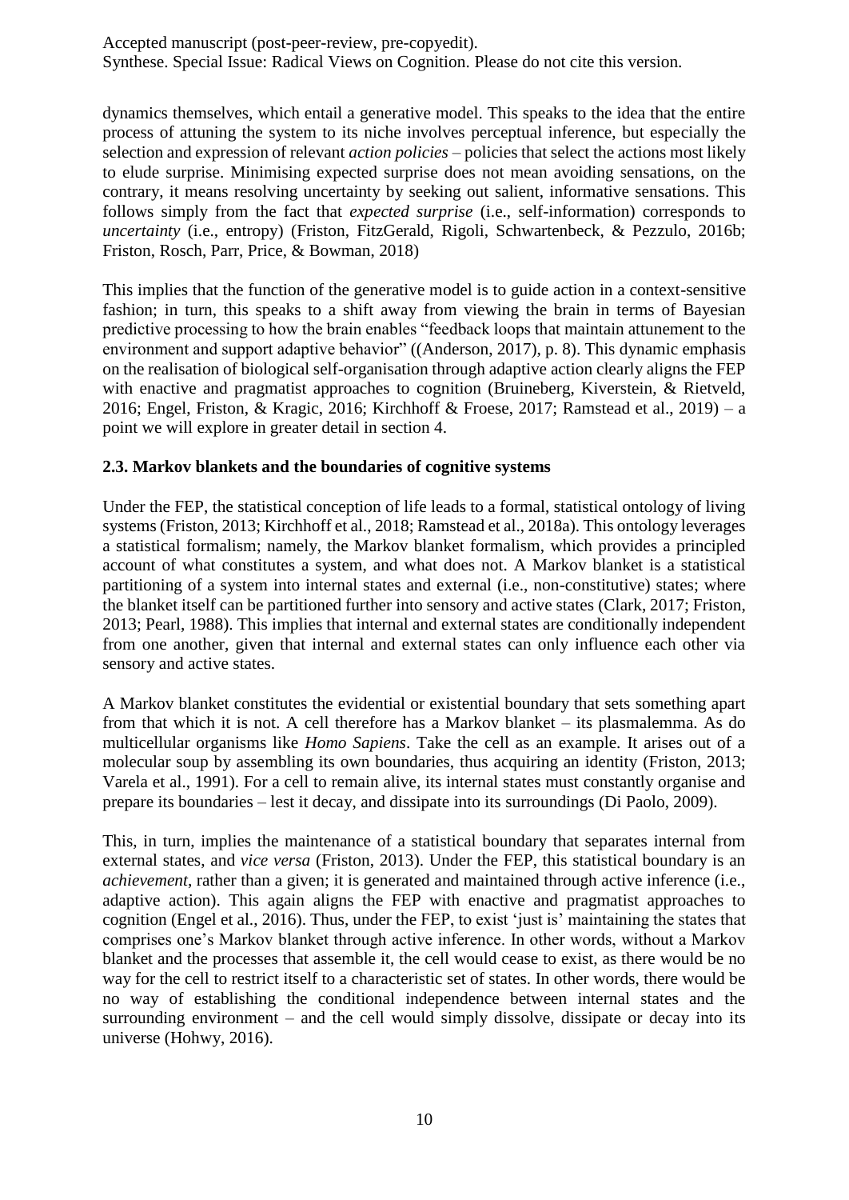dynamics themselves, which entail a generative model. This speaks to the idea that the entire process of attuning the system to its niche involves perceptual inference, but especially the selection and expression of relevant *action policies* – policies that select the actions most likely to elude surprise. Minimising expected surprise does not mean avoiding sensations, on the contrary, it means resolving uncertainty by seeking out salient, informative sensations. This follows simply from the fact that *expected surprise* (i.e., self-information) corresponds to *uncertainty* (i.e., entropy) (Friston, FitzGerald, Rigoli, Schwartenbeck, & Pezzulo, 2016b; Friston, Rosch, Parr, Price, & Bowman, 2018)

This implies that the function of the generative model is to guide action in a context-sensitive fashion; in turn, this speaks to a shift away from viewing the brain in terms of Bayesian predictive processing to how the brain enables "feedback loops that maintain attunement to the environment and support adaptive behavior" ((Anderson, 2017), p. 8). This dynamic emphasis on the realisation of biological self-organisation through adaptive action clearly aligns the FEP with enactive and pragmatist approaches to cognition (Bruineberg, Kiverstein, & Rietveld, 2016; Engel, Friston, & Kragic, 2016; Kirchhoff & Froese, 2017; Ramstead et al., 2019) – a point we will explore in greater detail in section 4.

### 2.3. Markov blankets and the boundaries of cognitive systems

Under the FEP, the statistical conception of life leads to a formal, statistical ontology of living systems (Friston, 2013; Kirchhoff et al., 2018; Ramstead et al., 2018a). This ontology leverages a statistical formalism; namely, the Markov blanket formalism, which provides a principled account of what constitutes a system, and what does not. A Markov blanket is a statistical partitioning of a system into internal states and external (i.e., non-constitutive) states; where the blanket itself can be partitioned further into sensory and active states (Clark, 2017; Friston, 2013; Pearl, 1988). This implies that internal and external states are conditionally independent from one another, given that internal and external states can only influence each other via sensory and active states.

A Markov blanket constitutes the evidential or existential boundary that sets something apart from that which it is not. A cell therefore has a Markov blanket – its plasmalemma. As do multicellular organisms like *Homo Sapiens*. Take the cell as an example. It arises out of a molecular soup by assembling its own boundaries, thus acquiring an identity (Friston, 2013; Varela et al., 1991). For a cell to remain alive, its internal states must constantly organise and prepare its boundaries – lest it decay, and dissipate into its surroundings (Di Paolo, 2009).

This, in turn, implies the maintenance of a statistical boundary that separates internal from external states, and *vice versa* (Friston, 2013). Under the FEP, this statistical boundary is an *achievement*, rather than a given; it is generated and maintained through active inference (i.e., adaptive action). This again aligns the FEP with enactive and pragmatist approaches to cognition (Engel et al., 2016). Thus, under the FEP, to exist 'just is' maintaining the states that comprises one's Markov blanket through active inference. In other words, without a Markov blanket and the processes that assemble it, the cell would cease to exist, as there would be no way for the cell to restrict itself to a characteristic set of states. In other words, there would be no way of establishing the conditional independence between internal states and the surrounding environment – and the cell would simply dissolve, dissipate or decay into its universe (Hohwy, 2016).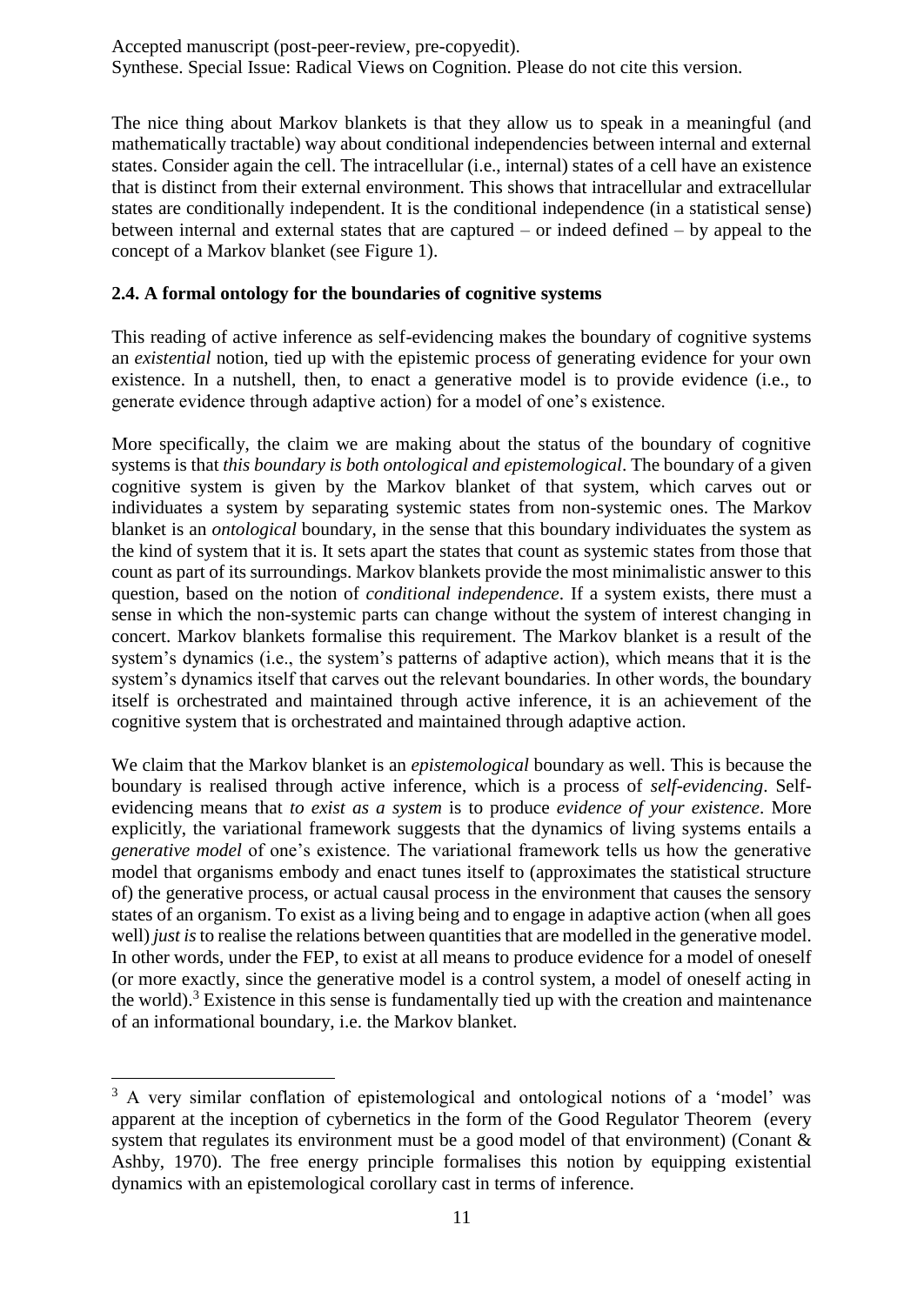The nice thing about Markov blankets is that they allow us to speak in a meaningful (and mathematically tractable) way about conditional independencies between internal and external states. Consider again the cell. The intracellular (i.e., internal) states of a cell have an existence that is distinct from their external environment. This shows that intracellular and extracellular states are conditionally independent. It is the conditional independence (in a statistical sense) between internal and external states that are captured – or indeed defined – by appeal to the concept of a Markov blanket (see Figure 1).

### 2.4. A formal ontology for the boundaries of cognitive systems

This reading of active inference as self-evidencing makes the boundary of cognitive systems an *existential* notion, tied up with the epistemic process of generating evidence for your own existence. In a nutshell, then, to enact a generative model is to provide evidence (i.e., to generate evidence through adaptive action) for a model of one's existence.

More specifically, the claim we are making about the status of the boundary of cognitive systems is that *this boundary is both ontological and epistemological*. The boundary of a given cognitive system is given by the Markov blanket of that system, which carves out or individuates a system by separating systemic states from non-systemic ones. The Markov blanket is an *ontological* boundary, in the sense that this boundary individuates the system as the kind of system that it is. It sets apart the states that count as systemic states from those that count as part of its surroundings. Markov blankets provide the most minimalistic answer to this question, based on the notion of *conditional independence*. If a system exists, there must a sense in which the non-systemic parts can change without the system of interest changing in concert. Markov blankets formalise this requirement. The Markov blanket is a result of the system's dynamics (i.e., the system's patterns of adaptive action), which means that it is the system's dynamics itself that carves out the relevant boundaries. In other words, the boundary itself is orchestrated and maintained through active inference, it is an achievement of the cognitive system that is orchestrated and maintained through adaptive action.

We claim that the Markov blanket is an *epistemological* boundary as well. This is because the boundary is realised through active inference, which is a process of *self-evidencing*. Self-evidencing means that *to exist as a system* is to produce *evidence of your existence*. More explicitly, the variational framework suggests that the dynamics of living systems entails a *generative model* of one's existence. The variational framework tells us how the generative model that organisms embody and enact tunes itself to (approximates the statistical structure of) the generative process, or actual causal process in the environment that causes the sensory states of an organism. To exist as a living being and to engage in adaptive action (when all goes well) *just is* to realise the relations between quantities that are modelled in the generative model. In other words, under the FEP, to exist at all means to produce evidence for a model of oneself (or more exactly, since the generative model is a control system, a model of oneself acting in the world).[3] Existence in this sense is fundamentally tied up with the creation and maintenance of an informational boundary, i.e. the Markov blanket.

[3] A very similar conflation of epistemological and ontological notions of a 'model' was apparent at the inception of cybernetics in the form of the Good Regulator Theorem (every system that regulates its environment must be a good model of that environment) (Conant & Ashby, 1970). The free energy principle formalises this notion by equipping existential dynamics with an epistemological corollary cast in terms of inference.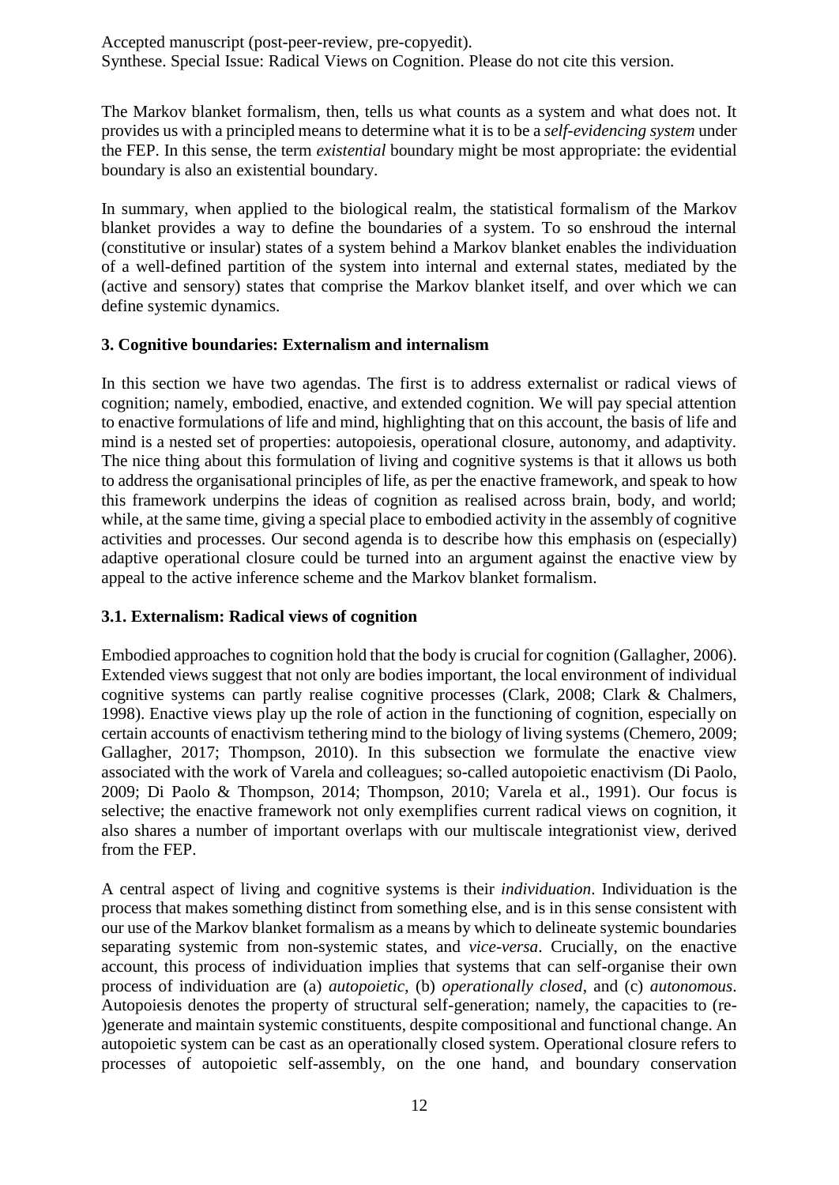The Markov blanket formalism, then, tells us what counts as a system and what does not. It provides us with a principled means to determine what it is to be a *self-evidencing system* under the FEP. In this sense, the term *existential* boundary might be most appropriate: the evidential boundary is also an existential boundary.

In summary, when applied to the biological realm, the statistical formalism of the Markov blanket provides a way to define the boundaries of a system. To so enshroud the internal (constitutive or insular) states of a system behind a Markov blanket enables the individuation of a well-defined partition of the system into internal and external states, mediated by the (active and sensory) states that comprise the Markov blanket itself, and over which we can define systemic dynamics.

## 3. Cognitive boundaries: Externalism and internalism

In this section we have two agendas. The first is to address externalist or radical views of cognition; namely, embodied, enactive, and extended cognition. We will pay special attention to enactive formulations of life and mind, highlighting that on this account, the basis of life and mind is a nested set of properties: autopoiesis, operational closure, autonomy, and adaptivity. The nice thing about this formulation of living and cognitive systems is that it allows us both to address the organisational principles of life, as per the enactive framework, and speak to how this framework underpins the ideas of cognition as realised across brain, body, and world; while, at the same time, giving a special place to embodied activity in the assembly of cognitive activities and processes. Our second agenda is to describe how this emphasis on (especially) adaptive operational closure could be turned into an argument against the enactive view by appeal to the active inference scheme and the Markov blanket formalism.

### 3.1. Externalism: Radical views of cognition

Embodied approaches to cognition hold that the body is crucial for cognition (Gallagher, 2006). Extended views suggest that not only are bodies important, the local environment of individual cognitive systems can partly realise cognitive processes (Clark, 2008; Clark & Chalmers, 1998). Enactive views play up the role of action in the functioning of cognition, especially on certain accounts of enactivism tethering mind to the biology of living systems (Chemero, 2009; Gallagher, 2017; Thompson, 2010). In this subsection we formulate the enactive view associated with the work of Varela and colleagues; so-called autopoietic enactivism (Di Paolo, 2009; Di Paolo & Thompson, 2014; Thompson, 2010; Varela et al., 1991). Our focus is selective; the enactive framework not only exemplifies current radical views on cognition, it also shares a number of important overlaps with our multiscale integrationist view, derived from the FEP.

A central aspect of living and cognitive systems is their *individuation*. Individuation is the process that makes something distinct from something else, and is in this sense consistent with our use of the Markov blanket formalism as a means by which to delineate systemic boundaries separating systemic from non-systemic states, and *vice-versa*. Crucially, on the enactive account, this process of individuation implies that systems that can self-organise their own process of individuation are (a) *autopoietic*, (b) *operationally closed*, and (c) *autonomous*. Autopoiesis denotes the property of structural self-generation; namely, the capacities to (re-)generate and maintain systemic constituents, despite compositional and functional change. An autopoietic system can be cast as an operationally closed system. Operational closure refers to processes of autopoietic self-assembly, on the one hand, and boundary conservation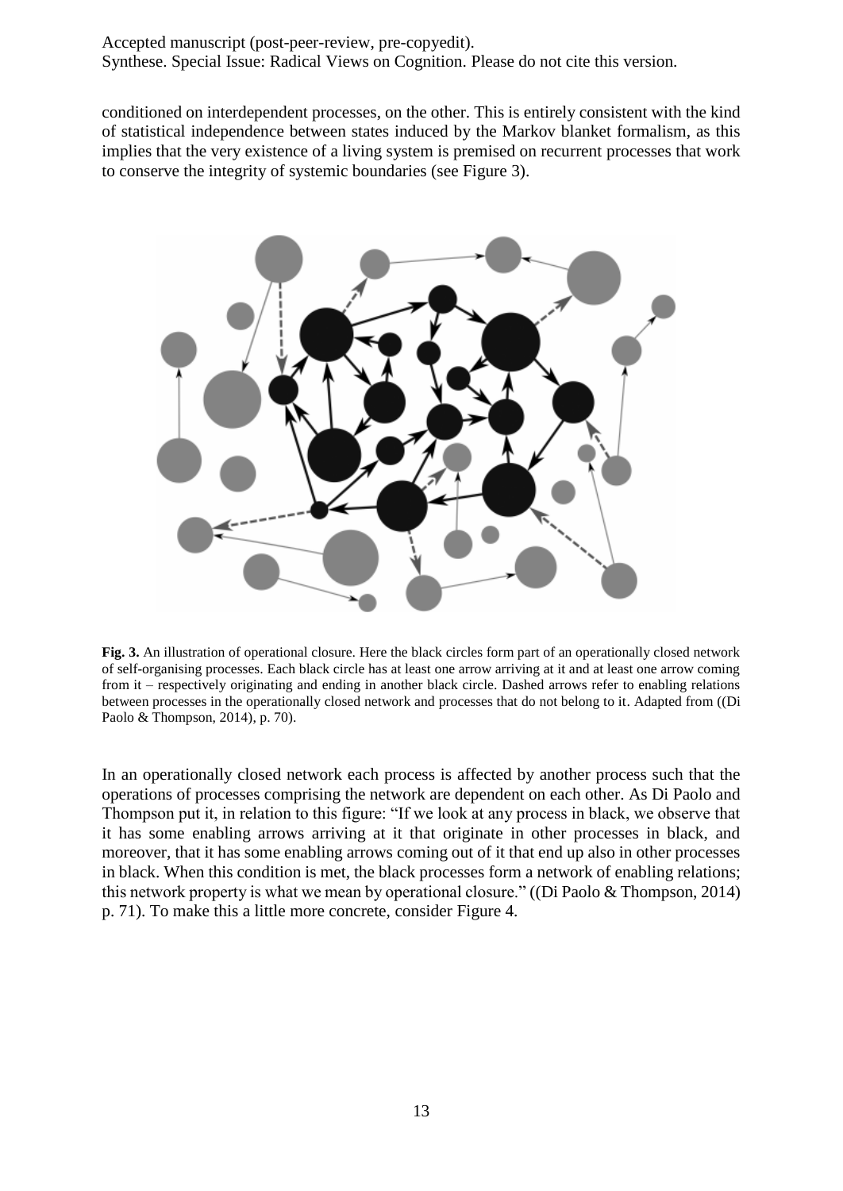conditioned on interdependent processes, on the other. This is entirely consistent with the kind of statistical independence between states induced by the Markov blanket formalism, as this implies that the very existence of a living system is premised on recurrent processes that work to conserve the integrity of systemic boundaries (see Figure 3).

**Fig. 3.** An illustration of operational closure. Here the black circles form part of an operationally closed network of self-organising processes. Each black circle has at least one arrow arriving at it and at least one arrow coming from it – respectively originating and ending in another black circle. Dashed arrows refer to enabling relations between processes in the operationally closed network and processes that do not belong to it. Adapted from ((Di Paolo & Thompson, 2014), p. 70).

In an operationally closed network each process is affected by another process such that the operations of processes comprising the network are dependent on each other. As Di Paolo and Thompson put it, in relation to this figure: "If we look at any process in black, we observe that it has some enabling arrows arriving at it that originate in other processes in black, and moreover, that it has some enabling arrows coming out of it that end up also in other processes in black. When this condition is met, the black processes form a network of enabling relations; this network property is what we mean by operational closure." ((Di Paolo & Thompson, 2014) p. 71). To make this a little more concrete, consider Figure 4.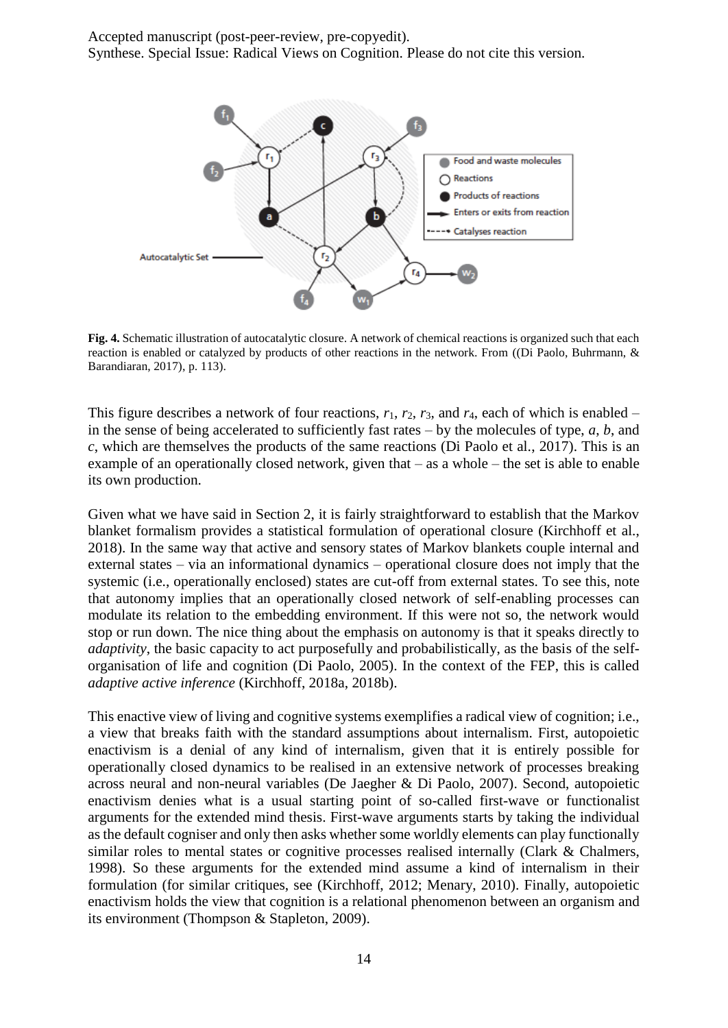**Fig. 4.** Schematic illustration of autocatalytic closure. A network of chemical reactions is organized such that each reaction is enabled or catalyzed by products of other reactions in the network. From ((Di Paolo, Buhrmann, & Barandiaran, 2017), p. 113).

This figure describes a network of four reactions, $r_1$, $r_2$, $r_3$, and $r_4$, each of which is enabled – in the sense of being accelerated to sufficiently fast rates – by the molecules of type, *a*, *b*, and *c*, which are themselves the products of the same reactions (Di Paolo et al., 2017). This is an example of an operationally closed network, given that – as a whole – the set is able to enable its own production.

Given what we have said in Section 2, it is fairly straightforward to establish that the Markov blanket formalism provides a statistical formulation of operational closure (Kirchhoff et al., 2018). In the same way that active and sensory states of Markov blankets couple internal and external states – via an informational dynamics – operational closure does not imply that the systemic (i.e., operationally enclosed) states are cut-off from external states. To see this, note that autonomy implies that an operationally closed network of self-enabling processes can modulate its relation to the embedding environment. If this were not so, the network would stop or run down. The nice thing about the emphasis on autonomy is that it speaks directly to *adaptivity*, the basic capacity to act purposefully and probabilistically, as the basis of the self-organisation of life and cognition (Di Paolo, 2005). In the context of the FEP, this is called *adaptive active inference* (Kirchhoff, 2018a, 2018b).

This enactive view of living and cognitive systems exemplifies a radical view of cognition; i.e., a view that breaks faith with the standard assumptions about internalism. First, autopoietic enactivism is a denial of any kind of internalism, given that it is entirely possible for operationally closed dynamics to be realised in an extensive network of processes breaking across neural and non-neural variables (De Jaegher & Di Paolo, 2007). Second, autopoietic enactivism denies what is a usual starting point of so-called first-wave or functionalist arguments for the extended mind thesis. First-wave arguments starts by taking the individual as the default cogniser and only then asks whether some worldly elements can play functionally similar roles to mental states or cognitive processes realised internally (Clark & Chalmers, 1998). So these arguments for the extended mind assume a kind of internalism in their formulation (for similar critiques, see (Kirchhoff, 2012; Menary, 2010). Finally, autopoietic enactivism holds the view that cognition is a relational phenomenon between an organism and its environment (Thompson & Stapleton, 2009).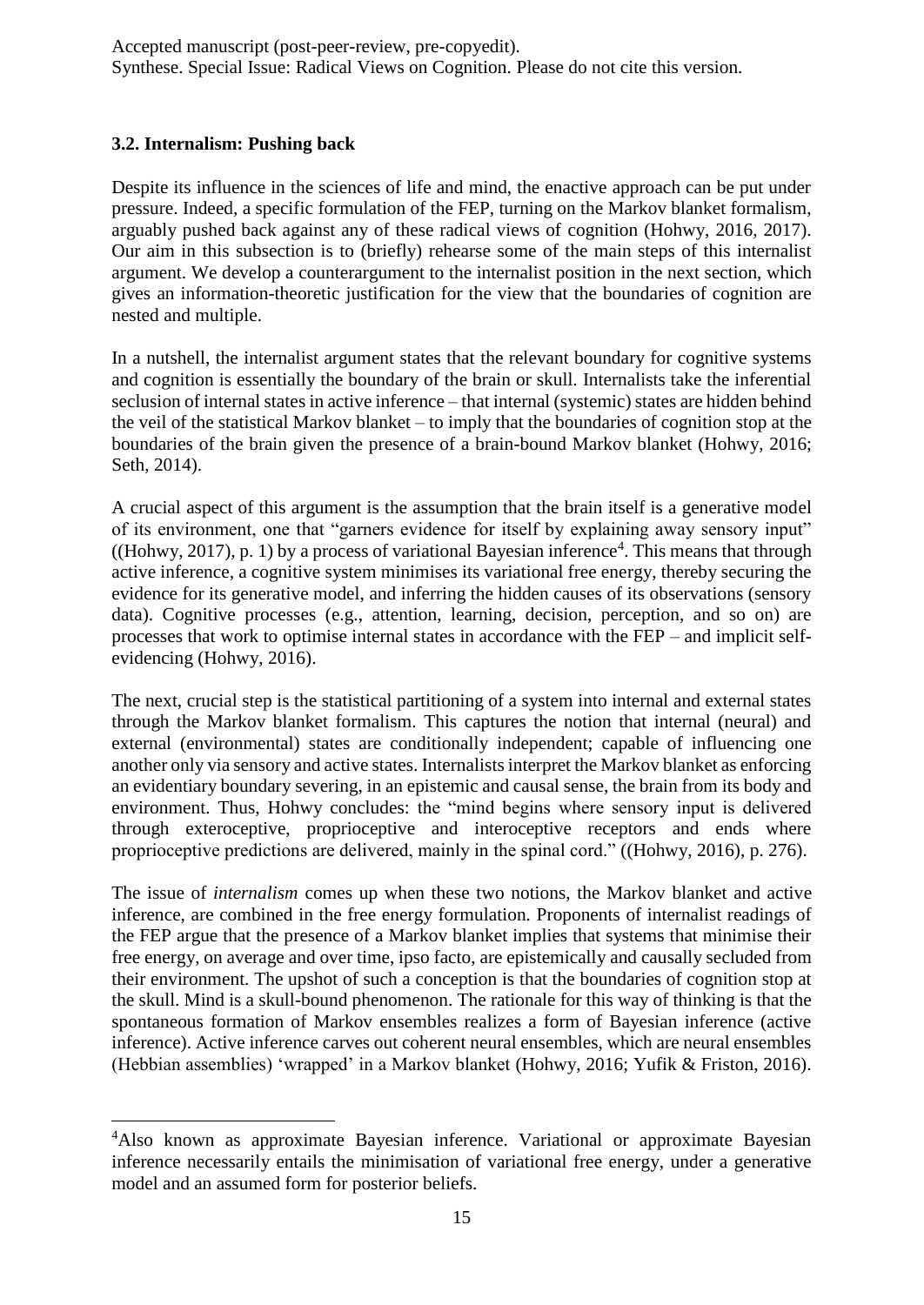### 3.2. Internalism: Pushing back

Despite its influence in the sciences of life and mind, the enactive approach can be put under pressure. Indeed, a specific formulation of the FEP, turning on the Markov blanket formalism, arguably pushed back against any of these radical views of cognition (Hohwy, 2016, 2017). Our aim in this subsection is to (briefly) rehearse some of the main steps of this internalist argument. We develop a counterargument to the internalist position in the next section, which gives an information-theoretic justification for the view that the boundaries of cognition are nested and multiple.

In a nutshell, the internalist argument states that the relevant boundary for cognitive systems and cognition is essentially the boundary of the brain or skull. Internalists take the inferential seclusion of internal states in active inference – that internal (systemic) states are hidden behind the veil of the statistical Markov blanket – to imply that the boundaries of cognition stop at the boundaries of the brain given the presence of a brain-bound Markov blanket (Hohwy, 2016; Seth, 2014).

A crucial aspect of this argument is the assumption that the brain itself is a generative model of its environment, one that "garners evidence for itself by explaining away sensory input" ((Hohwy, 2017), p. 1) by a process of variational Bayesian inference[4]. This means that through active inference, a cognitive system minimises its variational free energy, thereby securing the evidence for its generative model, and inferring the hidden causes of its observations (sensory data). Cognitive processes (e.g., attention, learning, decision, perception, and so on) are processes that work to optimise internal states in accordance with the FEP – and implicit self-evidencing (Hohwy, 2016).

The next, crucial step is the statistical partitioning of a system into internal and external states through the Markov blanket formalism. This captures the notion that internal (neural) and external (environmental) states are conditionally independent; capable of influencing one another only via sensory and active states. Internalists interpret the Markov blanket as enforcing an evidentiary boundary severing, in an epistemic and causal sense, the brain from its body and environment. Thus, Hohwy concludes: the "mind begins where sensory input is delivered through exteroceptive, proprioceptive and interoceptive receptors and ends where proprioceptive predictions are delivered, mainly in the spinal cord." ((Hohwy, 2016), p. 276).

The issue of *internalism* comes up when these two notions, the Markov blanket and active inference, are combined in the free energy formulation. Proponents of internalist readings of the FEP argue that the presence of a Markov blanket implies that systems that minimise their free energy, on average and over time, ipso facto, are epistemically and causally secluded from their environment. The upshot of such a conception is that the boundaries of cognition stop at the skull. Mind is a skull-bound phenomenon. The rationale for this way of thinking is that the spontaneous formation of Markov ensembles realizes a form of Bayesian inference (active inference). Active inference carves out coherent neural ensembles, which are neural ensembles (Hebbian assemblies) 'wrapped' in a Markov blanket (Hohwy, 2016; Yufik & Friston, 2016).

[4]Also known as approximate Bayesian inference. Variational or approximate Bayesian inference necessarily entails the minimisation of variational free energy, under a generative model and an assumed form for posterior beliefs.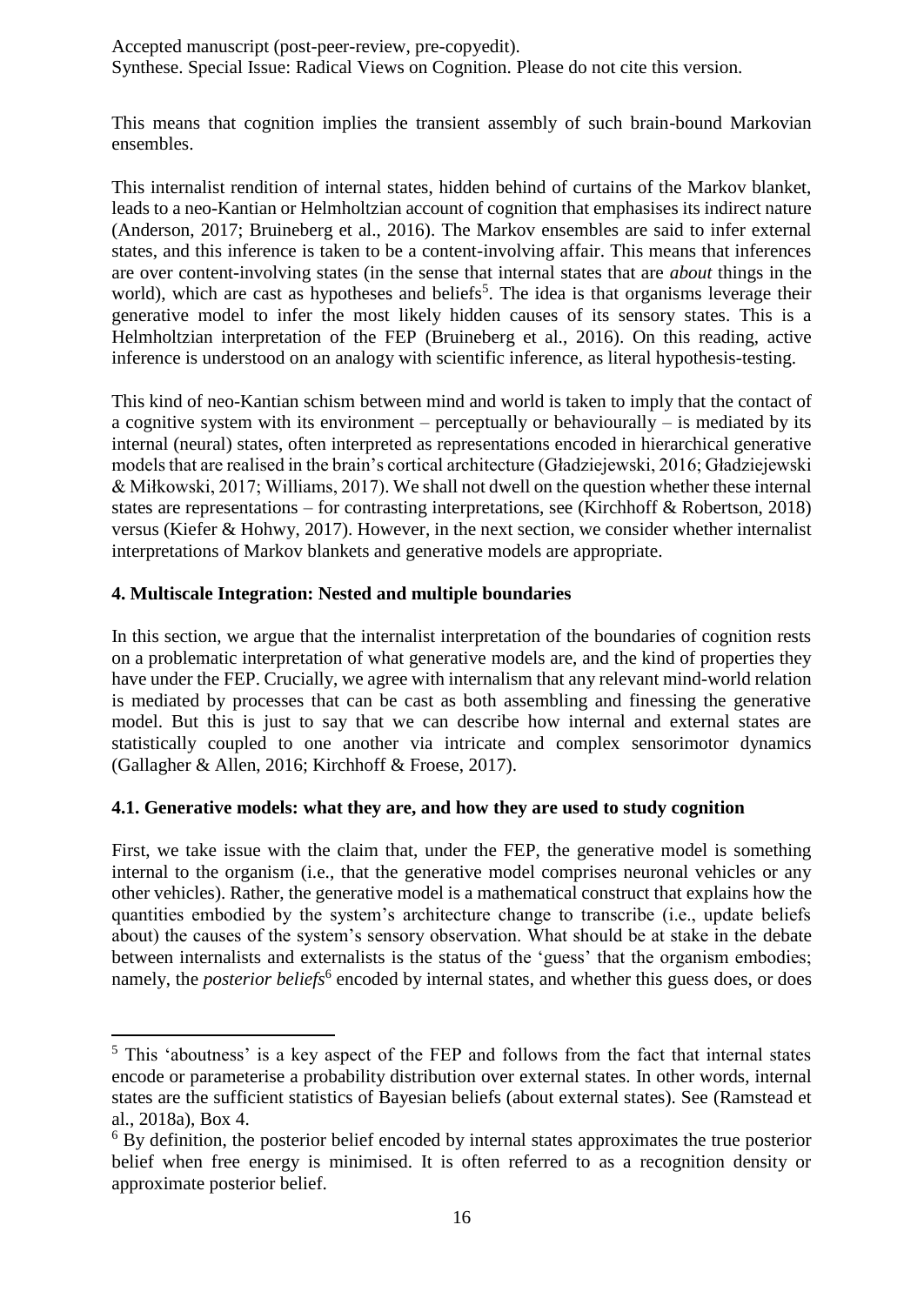This means that cognition implies the transient assembly of such brain-bound Markovian ensembles.

This internalist rendition of internal states, hidden behind of curtains of the Markov blanket, leads to a neo-Kantian or Helmholtzian account of cognition that emphasises its indirect nature (Anderson, 2017; Bruineberg et al., 2016). The Markov ensembles are said to infer external states, and this inference is taken to be a content-involving affair. This means that inferences are over content-involving states (in the sense that internal states that are *about* things in the world), which are cast as hypotheses and beliefs[5]. The idea is that organisms leverage their generative model to infer the most likely hidden causes of its sensory states. This is a Helmholtzian interpretation of the FEP (Bruineberg et al., 2016). On this reading, active inference is understood on an analogy with scientific inference, as literal hypothesis-testing.

This kind of neo-Kantian schism between mind and world is taken to imply that the contact of a cognitive system with its environment – perceptually or behaviourally – is mediated by its internal (neural) states, often interpreted as representations encoded in hierarchical generative models that are realised in the brain's cortical architecture (Gładziejewski, 2016; Gładziejewski & Miłkowski, 2017; Williams, 2017). We shall not dwell on the question whether these internal states are representations – for contrasting interpretations, see (Kirchhoff & Robertson, 2018) versus (Kiefer & Hohwy, 2017). However, in the next section, we consider whether internalist interpretations of Markov blankets and generative models are appropriate.

## 4. Multiscale Integration: Nested and multiple boundaries

In this section, we argue that the internalist interpretation of the boundaries of cognition rests on a problematic interpretation of what generative models are, and the kind of properties they have under the FEP. Crucially, we agree with internalism that any relevant mind-world relation is mediated by processes that can be cast as both assembling and finessing the generative model. But this is just to say that we can describe how internal and external states are statistically coupled to one another via intricate and complex sensorimotor dynamics (Gallagher & Allen, 2016; Kirchhoff & Froese, 2017).

### 4.1. Generative models: what they are, and how they are used to study cognition

First, we take issue with the claim that, under the FEP, the generative model is something internal to the organism (i.e., that the generative model comprises neuronal vehicles or any other vehicles). Rather, the generative model is a mathematical construct that explains how the quantities embodied by the system's architecture change to transcribe (i.e., update beliefs about) the causes of the system's sensory observation. What should be at stake in the debate between internalists and externalists is the status of the 'guess' that the organism embodies; namely, the *posterior beliefs*[6] encoded by internal states, and whether this guess does, or does

---

[5] This 'aboutness' is a key aspect of the FEP and follows from the fact that internal states encode or parameterise a probability distribution over external states. In other words, internal states are the sufficient statistics of Bayesian beliefs (about external states). See (Ramstead et al., 2018a), Box 4.

[6] By definition, the posterior belief encoded by internal states approximates the true posterior belief when free energy is minimised. It is often referred to as a recognition density or approximate posterior belief.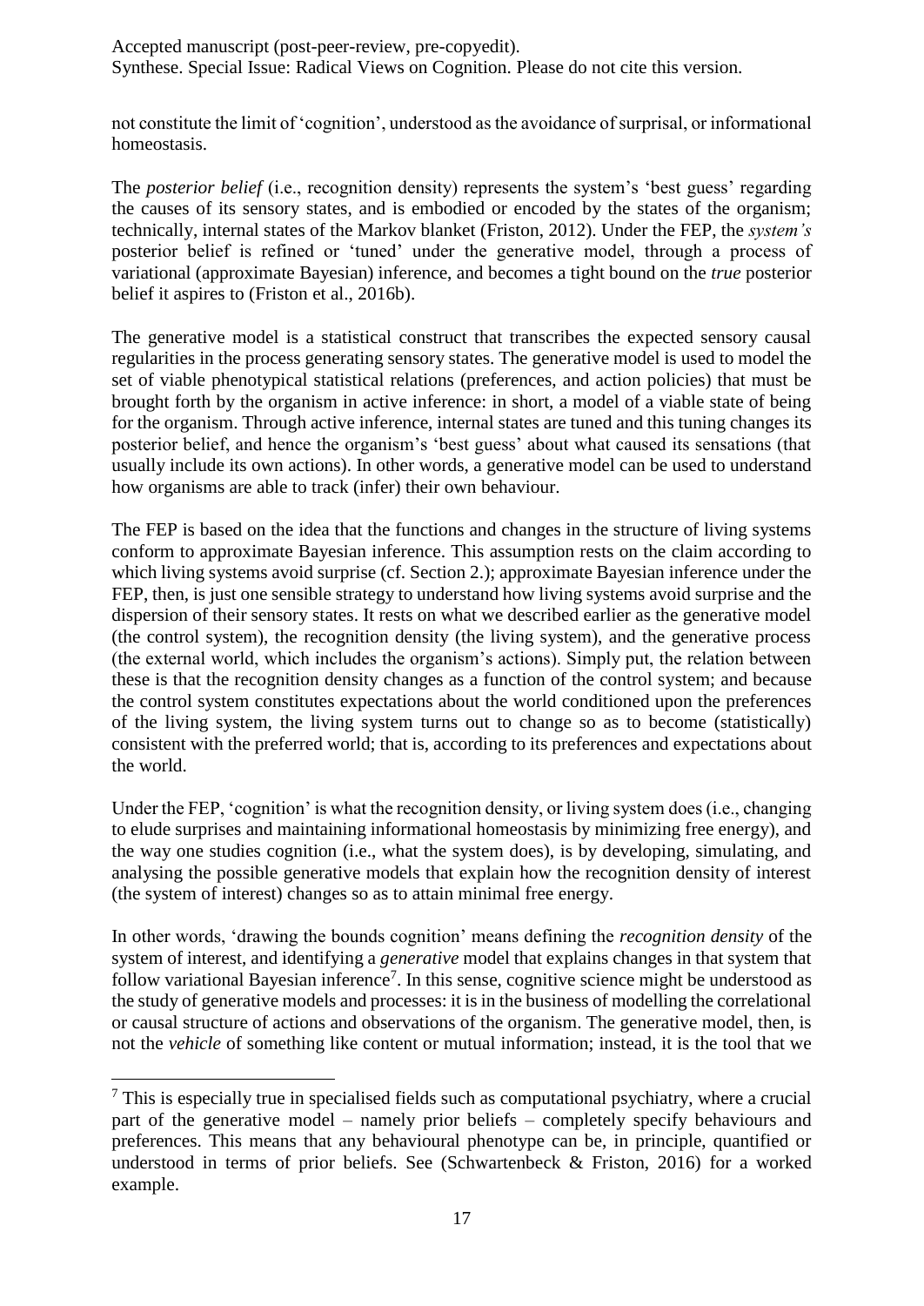not constitute the limit of 'cognition', understood as the avoidance of surprisal, or informational homeostasis.

The *posterior belief* (i.e., recognition density) represents the system's 'best guess' regarding the causes of its sensory states, and is embodied or encoded by the states of the organism; technically, internal states of the Markov blanket (Friston, 2012). Under the FEP, the *system's* posterior belief is refined or 'tuned' under the generative model, through a process of variational (approximate Bayesian) inference, and becomes a tight bound on the *true* posterior belief it aspires to (Friston et al., 2016b).

The generative model is a statistical construct that transcribes the expected sensory causal regularities in the process generating sensory states. The generative model is used to model the set of viable phenotypical statistical relations (preferences, and action policies) that must be brought forth by the organism in active inference: in short, a model of a viable state of being for the organism. Through active inference, internal states are tuned and this tuning changes its posterior belief, and hence the organism's 'best guess' about what caused its sensations (that usually include its own actions). In other words, a generative model can be used to understand how organisms are able to track (infer) their own behaviour.

The FEP is based on the idea that the functions and changes in the structure of living systems conform to approximate Bayesian inference. This assumption rests on the claim according to which living systems avoid surprise (cf. Section 2.); approximate Bayesian inference under the FEP, then, is just one sensible strategy to understand how living systems avoid surprise and the dispersion of their sensory states. It rests on what we described earlier as the generative model (the control system), the recognition density (the living system), and the generative process (the external world, which includes the organism's actions). Simply put, the relation between these is that the recognition density changes as a function of the control system; and because the control system constitutes expectations about the world conditioned upon the preferences of the living system, the living system turns out to change so as to become (statistically) consistent with the preferred world; that is, according to its preferences and expectations about the world.

Under the FEP, 'cognition' is what the recognition density, or living system does (i.e., changing to elude surprises and maintaining informational homeostasis by minimizing free energy), and the way one studies cognition (i.e., what the system does), is by developing, simulating, and analysing the possible generative models that explain how the recognition density of interest (the system of interest) changes so as to attain minimal free energy.

In other words, 'drawing the bounds cognition' means defining the *recognition density* of the system of interest, and identifying a *generative* model that explains changes in that system that follow variational Bayesian inference[7]. In this sense, cognitive science might be understood as the study of generative models and processes: it is in the business of modelling the correlational or causal structure of actions and observations of the organism. The generative model, then, is not the *vehicle* of something like content or mutual information; instead, it is the tool that we

[7] This is especially true in specialised fields such as computational psychiatry, where a crucial part of the generative model – namely prior beliefs – completely specify behaviours and preferences. This means that any behavioural phenotype can be, in principle, quantified or understood in terms of prior beliefs. See (Schwartenbeck & Friston, 2016) for a worked example.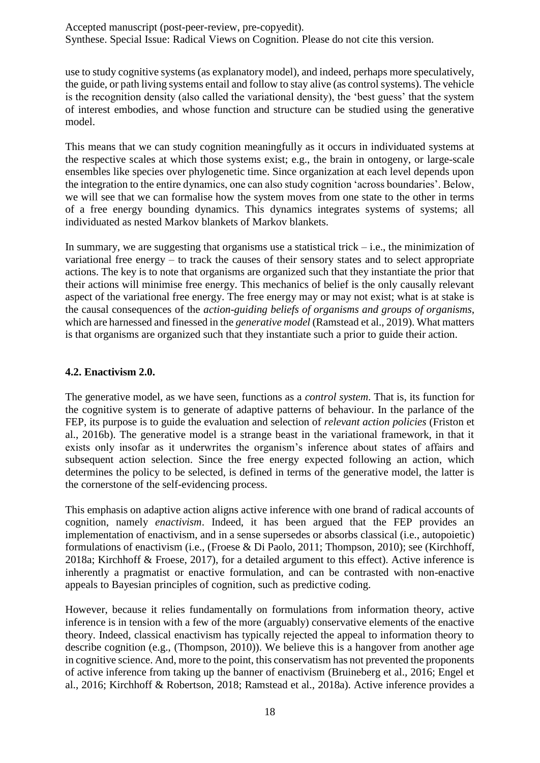use to study cognitive systems (as explanatory model), and indeed, perhaps more speculatively, the guide, or path living systems entail and follow to stay alive (as control systems). The vehicle is the recognition density (also called the variational density), the 'best guess' that the system of interest embodies, and whose function and structure can be studied using the generative model.

This means that we can study cognition meaningfully as it occurs in individuated systems at the respective scales at which those systems exist; e.g., the brain in ontogeny, or large-scale ensembles like species over phylogenetic time. Since organization at each level depends upon the integration to the entire dynamics, one can also study cognition 'across boundaries'. Below, we will see that we can formalise how the system moves from one state to the other in terms of a free energy bounding dynamics. This dynamics integrates systems of systems; all individuated as nested Markov blankets of Markov blankets.

In summary, we are suggesting that organisms use a statistical trick – i.e., the minimization of variational free energy – to track the causes of their sensory states and to select appropriate actions. The key is to note that organisms are organized such that they instantiate the prior that their actions will minimise free energy. This mechanics of belief is the only causally relevant aspect of the variational free energy. The free energy may or may not exist; what is at stake is the causal consequences of the *action-guiding beliefs of organisms and groups of organisms*, which are harnessed and finessed in the *generative model* (Ramstead et al., 2019). What matters is that organisms are organized such that they instantiate such a prior to guide their action.

### 4.2. Enactivism 2.0.

The generative model, as we have seen, functions as a *control system*. That is, its function for the cognitive system is to generate of adaptive patterns of behaviour. In the parlance of the FEP, its purpose is to guide the evaluation and selection of *relevant action policies* (Friston et al., 2016b). The generative model is a strange beast in the variational framework, in that it exists only insofar as it underwrites the organism's inference about states of affairs and subsequent action selection. Since the free energy expected following an action, which determines the policy to be selected, is defined in terms of the generative model, the latter is the cornerstone of the self-evidencing process.

This emphasis on adaptive action aligns active inference with one brand of radical accounts of cognition, namely *enactivism*. Indeed, it has been argued that the FEP provides an implementation of enactivism, and in a sense supersedes or absorbs classical (i.e., autopoietic) formulations of enactivism (i.e., (Froese & Di Paolo, 2011; Thompson, 2010); see (Kirchhoff, 2018a; Kirchhoff & Froese, 2017), for a detailed argument to this effect). Active inference is inherently a pragmatist or enactive formulation, and can be contrasted with non-enactive appeals to Bayesian principles of cognition, such as predictive coding.

However, because it relies fundamentally on formulations from information theory, active inference is in tension with a few of the more (arguably) conservative elements of the enactive theory. Indeed, classical enactivism has typically rejected the appeal to information theory to describe cognition (e.g., (Thompson, 2010)). We believe this is a hangover from another age in cognitive science. And, more to the point, this conservatism has not prevented the proponents of active inference from taking up the banner of enactivism (Bruineberg et al., 2016; Engel et al., 2016; Kirchhoff & Robertson, 2018; Ramstead et al., 2018a). Active inference provides a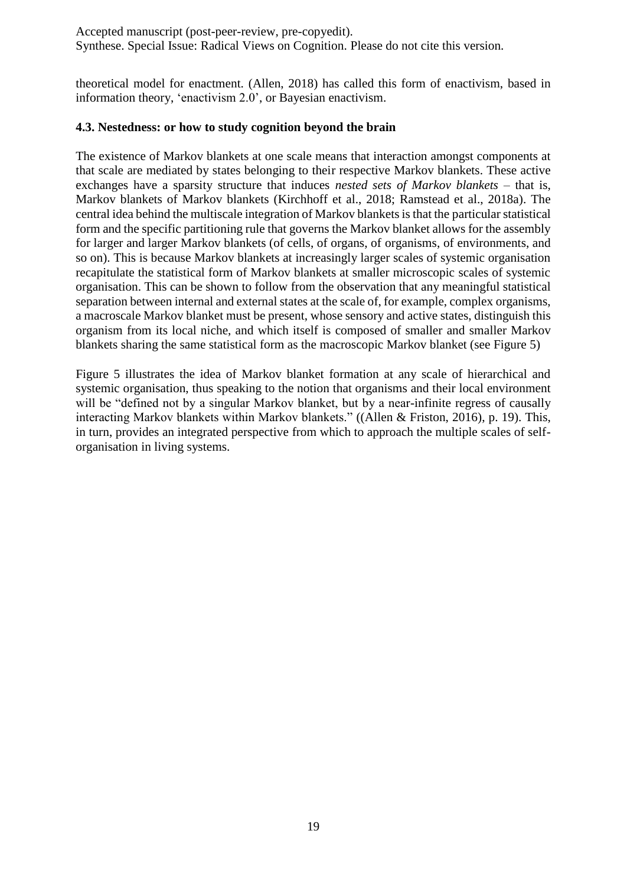theoretical model for enactment. (Allen, 2018) has called this form of enactivism, based in information theory, 'enactivism 2.0', or Bayesian enactivism.

### 4.3. Nestedness: or how to study cognition beyond the brain

The existence of Markov blankets at one scale means that interaction amongst components at that scale are mediated by states belonging to their respective Markov blankets. These active exchanges have a sparsity structure that induces *nested sets of Markov blankets* – that is, Markov blankets of Markov blankets (Kirchhoff et al., 2018; Ramstead et al., 2018a). The central idea behind the multiscale integration of Markov blankets is that the particular statistical form and the specific partitioning rule that governs the Markov blanket allows for the assembly for larger and larger Markov blankets (of cells, of organs, of organisms, of environments, and so on). This is because Markov blankets at increasingly larger scales of systemic organisation recapitulate the statistical form of Markov blankets at smaller microscopic scales of systemic organisation. This can be shown to follow from the observation that any meaningful statistical separation between internal and external states at the scale of, for example, complex organisms, a macroscale Markov blanket must be present, whose sensory and active states, distinguish this organism from its local niche, and which itself is composed of smaller and smaller Markov blankets sharing the same statistical form as the macroscopic Markov blanket (see Figure 5)

Figure 5 illustrates the idea of Markov blanket formation at any scale of hierarchical and systemic organisation, thus speaking to the notion that organisms and their local environment will be "defined not by a singular Markov blanket, but by a near-infinite regress of causally interacting Markov blankets within Markov blankets." ((Allen & Friston, 2016), p. 19). This, in turn, provides an integrated perspective from which to approach the multiple scales of self-organisation in living systems.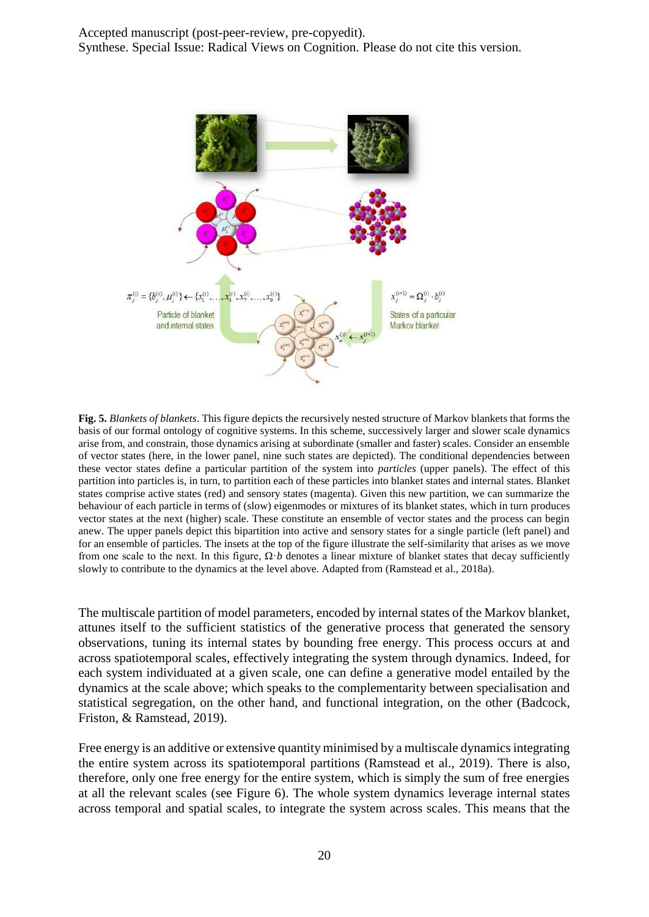$\pi_j^{(i)} = \{b_j^{(i)}, \mu_j^{(i)}\} \leftarrow \{x_1^{(i)}, \ldots, x_5^{(i)}, x_7^{(i)}, \ldots, x_9^{(i)}\}$

Particle of blanket and internal states

$x_j^{(i+1)} = \Omega_j^{(i)} \cdot b_j^{(i)}$

States of a partcular Markov blanket

$x_n^{(i)} \leftarrow x_j^{(i+1)}$

**Fig. 5.** *Blankets of blankets*. This figure depicts the recursively nested structure of Markov blankets that forms the basis of our formal ontology of cognitive systems. In this scheme, successively larger and slower scale dynamics arise from, and constrain, those dynamics arising at subordinate (smaller and faster) scales. Consider an ensemble of vector states (here, in the lower panel, nine such states are depicted). The conditional dependencies between these vector states define a particular partition of the system into *particles* (upper panels). The effect of this partition into particles is, in turn, to partition each of these particles into blanket states and internal states. Blanket states comprise active states (red) and sensory states (magenta). Given this new partition, we can summarize the behaviour of each particle in terms of (slow) eigenmodes or mixtures of its blanket states, which in turn produces vector states at the next (higher) scale. These constitute an ensemble of vector states and the process can begin anew. The upper panels depict this bipartition into active and sensory states for a single particle (left panel) and for an ensemble of particles. The insets at the top of the figure illustrate the self-similarity that arises as we move from one scale to the next. In this figure, $\Omega \cdot b$ denotes a linear mixture of blanket states that decay sufficiently slowly to contribute to the dynamics at the level above. Adapted from (Ramstead et al., 2018a).

The multiscale partition of model parameters, encoded by internal states of the Markov blanket, attunes itself to the sufficient statistics of the generative process that generated the sensory observations, tuning its internal states by bounding free energy. This process occurs at and across spatiotemporal scales, effectively integrating the system through dynamics. Indeed, for each system individuated at a given scale, one can define a generative model entailed by the dynamics at the scale above; which speaks to the complementarity between specialisation and statistical segregation, on the other hand, and functional integration, on the other (Badcock, Friston, & Ramstead, 2019).

Free energy is an additive or extensive quantity minimised by a multiscale dynamics integrating the entire system across its spatiotemporal partitions (Ramstead et al., 2019). There is also, therefore, only one free energy for the entire system, which is simply the sum of free energies at all the relevant scales (see Figure 6). The whole system dynamics leverage internal states across temporal and spatial scales, to integrate the system across scales. This means that the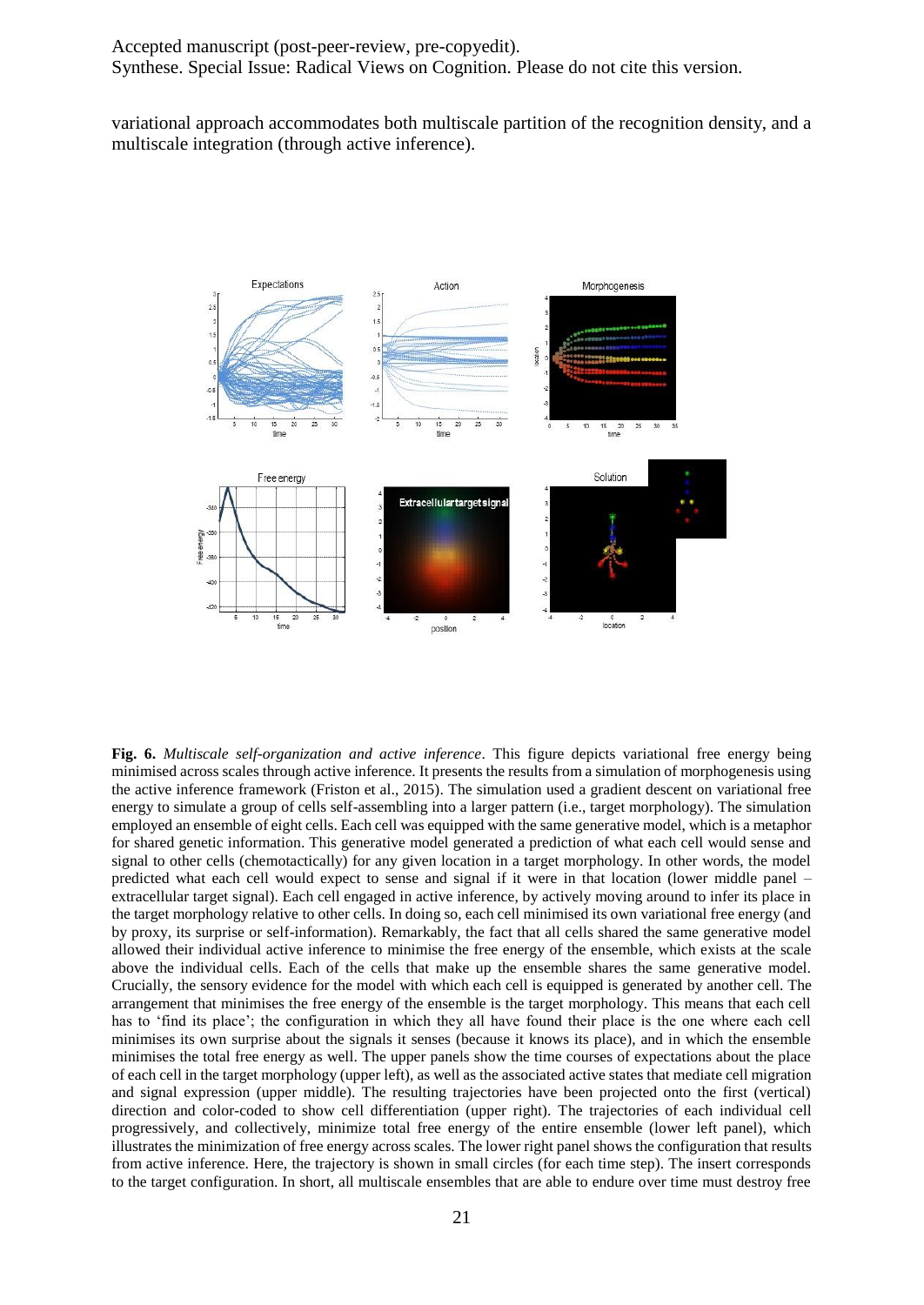variational approach accommodates both multiscale partition of the recognition density, and a multiscale integration (through active inference).

Expectations

time

Action

time

Morphogenesis

location

time

Free energy

Free energy

time

Extracellular target signal

position

Solution

location

**Fig. 6.** *Multiscale self-organization and active inference*. This figure depicts variational free energy being minimised across scales through active inference. It presents the results from a simulation of morphogenesis using the active inference framework (Friston et al., 2015). The simulation used a gradient descent on variational free energy to simulate a group of cells self-assembling into a larger pattern (i.e., target morphology). The simulation employed an ensemble of eight cells. Each cell was equipped with the same generative model, which is a metaphor for shared genetic information. This generative model generated a prediction of what each cell would sense and signal to other cells (chemotactically) for any given location in a target morphology. In other words, the model predicted what each cell would expect to sense and signal if it were in that location (lower middle panel – extracellular target signal). Each cell engaged in active inference, by actively moving around to infer its place in the target morphology relative to other cells. In doing so, each cell minimised its own variational free energy (and by proxy, its surprise or self-information). Remarkably, the fact that all cells shared the same generative model allowed their individual active inference to minimise the free energy of the ensemble, which exists at the scale above the individual cells. Each of the cells that make up the ensemble shares the same generative model. Crucially, the sensory evidence for the model with which each cell is equipped is generated by another cell. The arrangement that minimises the free energy of the ensemble is the target morphology. This means that each cell has to 'find its place'; the configuration in which they all have found their place is the one where each cell minimises its own surprise about the signals it senses (because it knows its place), and in which the ensemble minimises the total free energy as well. The upper panels show the time courses of expectations about the place of each cell in the target morphology (upper left), as well as the associated active states that mediate cell migration and signal expression (upper middle). The resulting trajectories have been projected onto the first (vertical) direction and color-coded to show cell differentiation (upper right). The trajectories of each individual cell progressively, and collectively, minimize total free energy of the entire ensemble (lower left panel), which illustrates the minimization of free energy across scales. The lower right panel shows the configuration that results from active inference. Here, the trajectory is shown in small circles (for each time step). The insert corresponds to the target configuration. In short, all multiscale ensembles that are able to endure over time must destroy free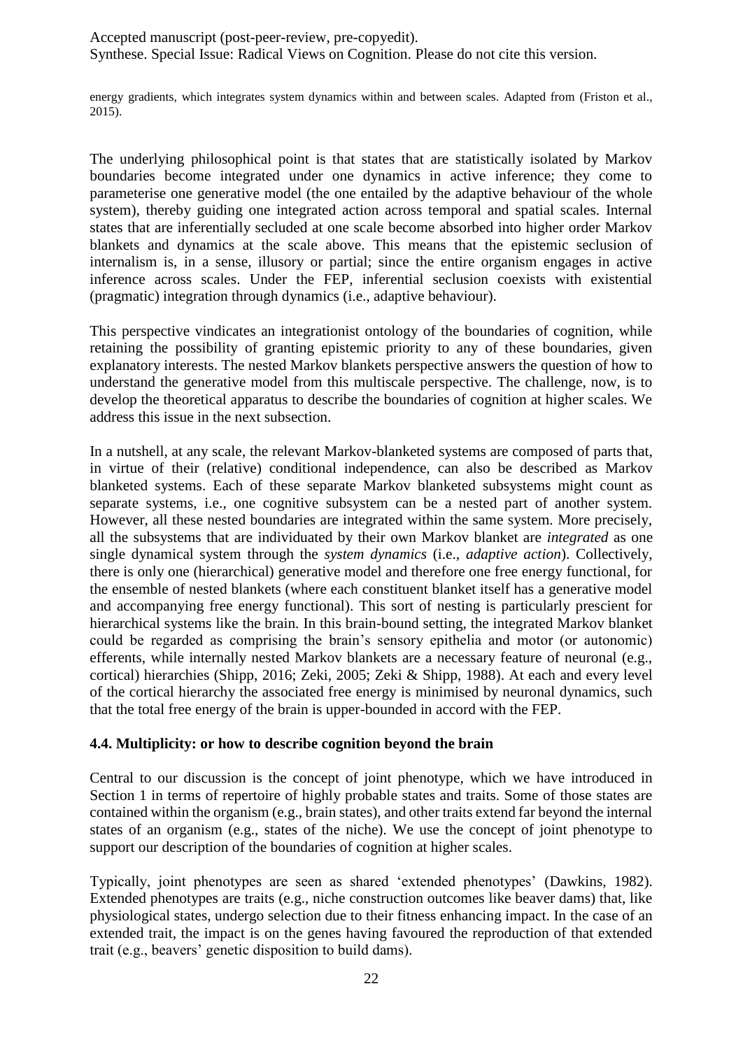energy gradients, which integrates system dynamics within and between scales. Adapted from (Friston et al., 2015).

The underlying philosophical point is that states that are statistically isolated by Markov boundaries become integrated under one dynamics in active inference; they come to parameterise one generative model (the one entailed by the adaptive behaviour of the whole system), thereby guiding one integrated action across temporal and spatial scales. Internal states that are inferentially secluded at one scale become absorbed into higher order Markov blankets and dynamics at the scale above. This means that the epistemic seclusion of internalism is, in a sense, illusory or partial; since the entire organism engages in active inference across scales. Under the FEP, inferential seclusion coexists with existential (pragmatic) integration through dynamics (i.e., adaptive behaviour).

This perspective vindicates an integrationist ontology of the boundaries of cognition, while retaining the possibility of granting epistemic priority to any of these boundaries, given explanatory interests. The nested Markov blankets perspective answers the question of how to understand the generative model from this multiscale perspective. The challenge, now, is to develop the theoretical apparatus to describe the boundaries of cognition at higher scales. We address this issue in the next subsection.

In a nutshell, at any scale, the relevant Markov-blanketed systems are composed of parts that, in virtue of their (relative) conditional independence, can also be described as Markov blanketed systems. Each of these separate Markov blanketed subsystems might count as separate systems, i.e., one cognitive subsystem can be a nested part of another system. However, all these nested boundaries are integrated within the same system. More precisely, all the subsystems that are individuated by their own Markov blanket are *integrated* as one single dynamical system through the *system dynamics* (i.e., *adaptive action*). Collectively, there is only one (hierarchical) generative model and therefore one free energy functional, for the ensemble of nested blankets (where each constituent blanket itself has a generative model and accompanying free energy functional). This sort of nesting is particularly prescient for hierarchical systems like the brain. In this brain-bound setting, the integrated Markov blanket could be regarded as comprising the brain's sensory epithelia and motor (or autonomic) efferents, while internally nested Markov blankets are a necessary feature of neuronal (e.g., cortical) hierarchies (Shipp, 2016; Zeki, 2005; Zeki & Shipp, 1988). At each and every level of the cortical hierarchy the associated free energy is minimised by neuronal dynamics, such that the total free energy of the brain is upper-bounded in accord with the FEP.

### 4.4. Multiplicity: or how to describe cognition beyond the brain

Central to our discussion is the concept of joint phenotype, which we have introduced in Section 1 in terms of repertoire of highly probable states and traits. Some of those states are contained within the organism (e.g., brain states), and other traits extend far beyond the internal states of an organism (e.g., states of the niche). We use the concept of joint phenotype to support our description of the boundaries of cognition at higher scales.

Typically, joint phenotypes are seen as shared 'extended phenotypes' (Dawkins, 1982). Extended phenotypes are traits (e.g., niche construction outcomes like beaver dams) that, like physiological states, undergo selection due to their fitness enhancing impact. In the case of an extended trait, the impact is on the genes having favoured the reproduction of that extended trait (e.g., beavers' genetic disposition to build dams).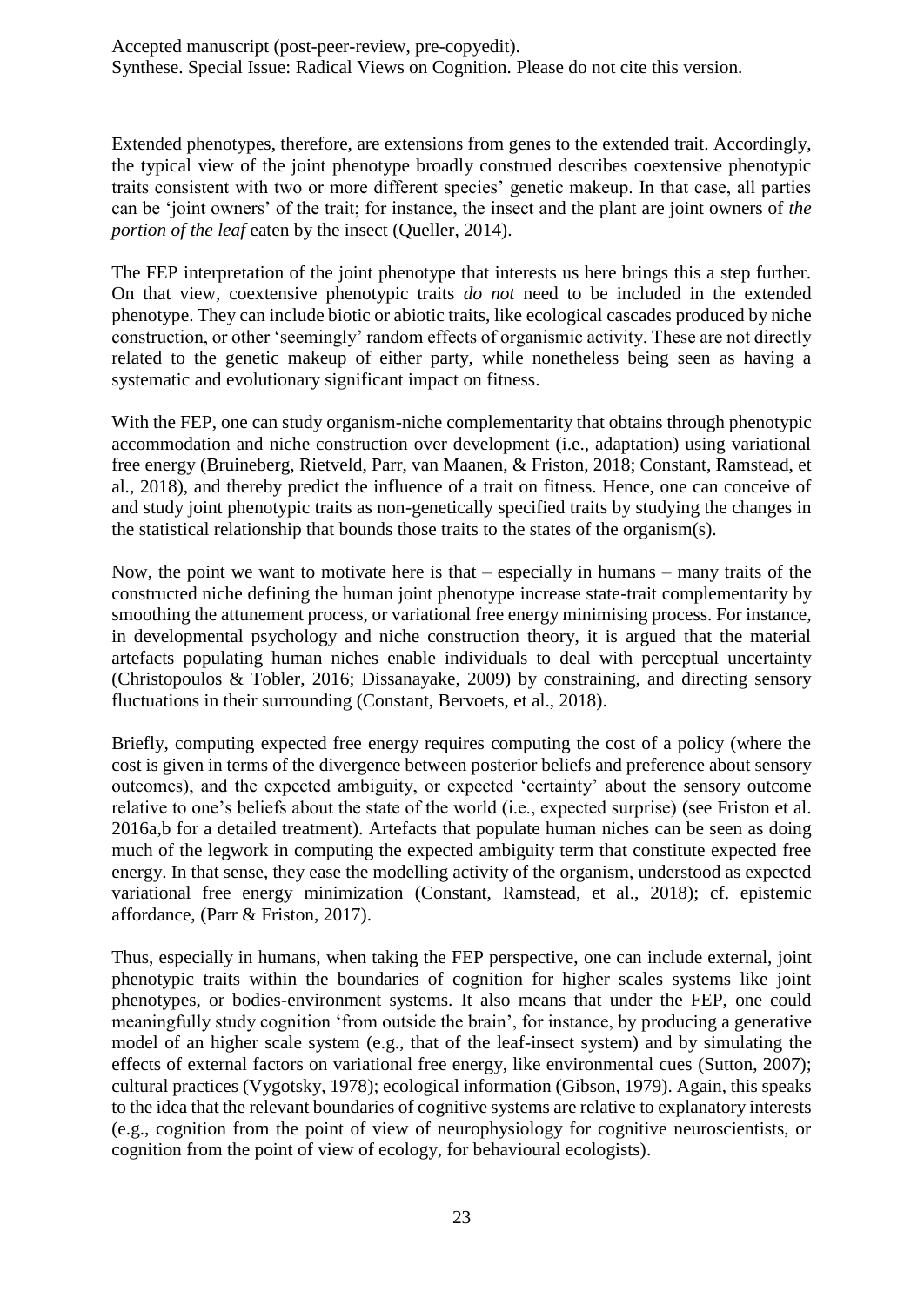Extended phenotypes, therefore, are extensions from genes to the extended trait. Accordingly, the typical view of the joint phenotype broadly construed describes coextensive phenotypic traits consistent with two or more different species' genetic makeup. In that case, all parties can be 'joint owners' of the trait; for instance, the insect and the plant are joint owners of *the portion of the leaf* eaten by the insect (Queller, 2014).

The FEP interpretation of the joint phenotype that interests us here brings this a step further. On that view, coextensive phenotypic traits *do not* need to be included in the extended phenotype. They can include biotic or abiotic traits, like ecological cascades produced by niche construction, or other 'seemingly' random effects of organismic activity. These are not directly related to the genetic makeup of either party, while nonetheless being seen as having a systematic and evolutionary significant impact on fitness.

With the FEP, one can study organism-niche complementarity that obtains through phenotypic accommodation and niche construction over development (i.e., adaptation) using variational free energy (Bruineberg, Rietveld, Parr, van Maanen, & Friston, 2018; Constant, Ramstead, et al., 2018), and thereby predict the influence of a trait on fitness. Hence, one can conceive of and study joint phenotypic traits as non-genetically specified traits by studying the changes in the statistical relationship that bounds those traits to the states of the organism(s).

Now, the point we want to motivate here is that – especially in humans – many traits of the constructed niche defining the human joint phenotype increase state-trait complementarity by smoothing the attunement process, or variational free energy minimising process. For instance, in developmental psychology and niche construction theory, it is argued that the material artefacts populating human niches enable individuals to deal with perceptual uncertainty (Christopoulos & Tobler, 2016; Dissanayake, 2009) by constraining, and directing sensory fluctuations in their surrounding (Constant, Bervoets, et al., 2018).

Briefly, computing expected free energy requires computing the cost of a policy (where the cost is given in terms of the divergence between posterior beliefs and preference about sensory outcomes), and the expected ambiguity, or expected 'certainty' about the sensory outcome relative to one's beliefs about the state of the world (i.e., expected surprise) (see Friston et al. 2016a,b for a detailed treatment). Artefacts that populate human niches can be seen as doing much of the legwork in computing the expected ambiguity term that constitute expected free energy. In that sense, they ease the modelling activity of the organism, understood as expected variational free energy minimization (Constant, Ramstead, et al., 2018); cf. epistemic affordance, (Parr & Friston, 2017).

Thus, especially in humans, when taking the FEP perspective, one can include external, joint phenotypic traits within the boundaries of cognition for higher scales systems like joint phenotypes, or bodies-environment systems. It also means that under the FEP, one could meaningfully study cognition 'from outside the brain', for instance, by producing a generative model of an higher scale system (e.g., that of the leaf-insect system) and by simulating the effects of external factors on variational free energy, like environmental cues (Sutton, 2007); cultural practices (Vygotsky, 1978); ecological information (Gibson, 1979). Again, this speaks to the idea that the relevant boundaries of cognitive systems are relative to explanatory interests (e.g., cognition from the point of view of neurophysiology for cognitive neuroscientists, or cognition from the point of view of ecology, for behavioural ecologists).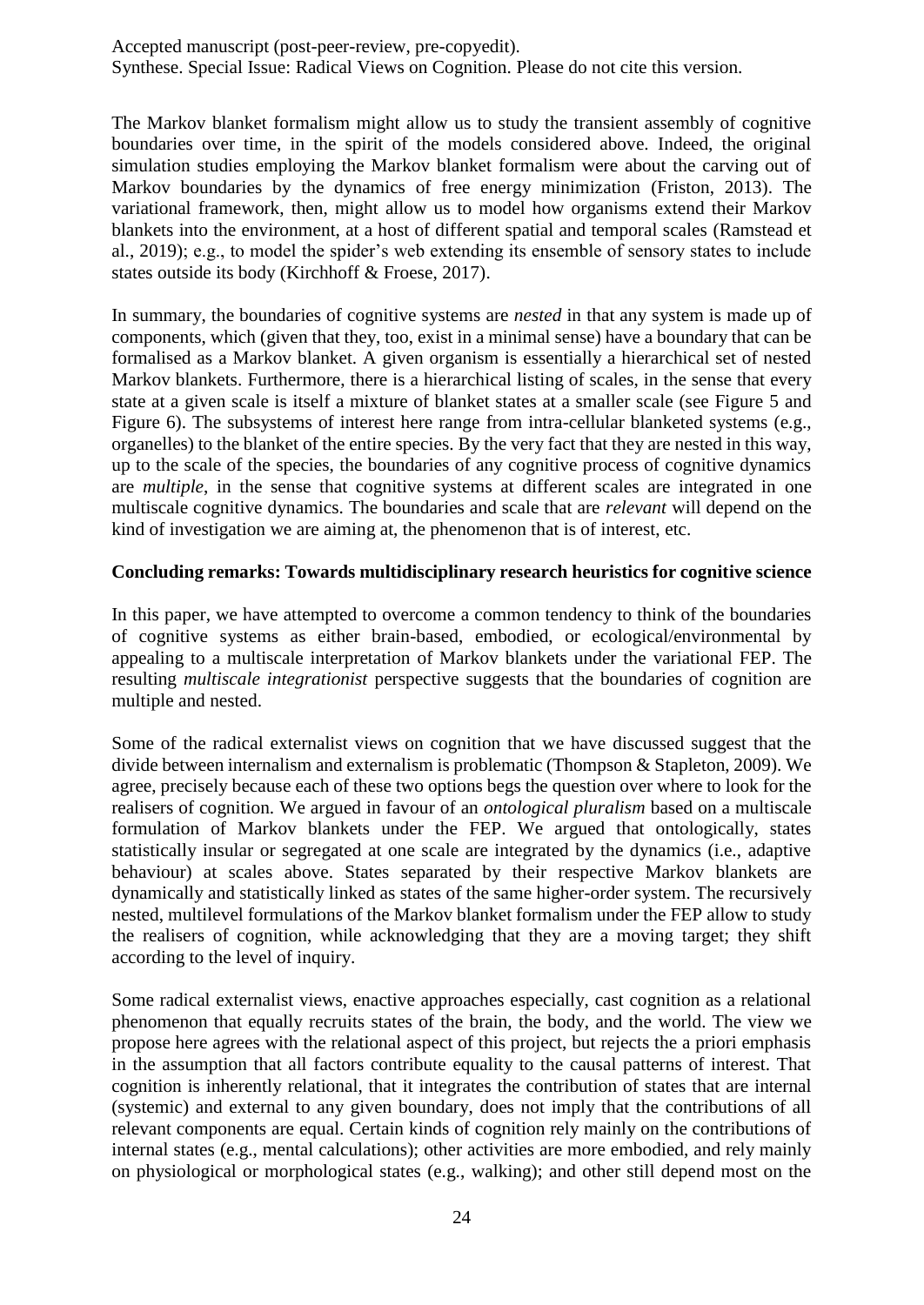The Markov blanket formalism might allow us to study the transient assembly of cognitive boundaries over time, in the spirit of the models considered above. Indeed, the original simulation studies employing the Markov blanket formalism were about the carving out of Markov boundaries by the dynamics of free energy minimization (Friston, 2013). The variational framework, then, might allow us to model how organisms extend their Markov blankets into the environment, at a host of different spatial and temporal scales (Ramstead et al., 2019); e.g., to model the spider's web extending its ensemble of sensory states to include states outside its body (Kirchhoff & Froese, 2017).

In summary, the boundaries of cognitive systems are *nested* in that any system is made up of components, which (given that they, too, exist in a minimal sense) have a boundary that can be formalised as a Markov blanket. A given organism is essentially a hierarchical set of nested Markov blankets. Furthermore, there is a hierarchical listing of scales, in the sense that every state at a given scale is itself a mixture of blanket states at a smaller scale (see Figure 5 and Figure 6). The subsystems of interest here range from intra-cellular blanketed systems (e.g., organelles) to the blanket of the entire species. By the very fact that they are nested in this way, up to the scale of the species, the boundaries of any cognitive process of cognitive dynamics are *multiple*, in the sense that cognitive systems at different scales are integrated in one multiscale cognitive dynamics. The boundaries and scale that are *relevant* will depend on the kind of investigation we are aiming at, the phenomenon that is of interest, etc.

## Concluding remarks: Towards multidisciplinary research heuristics for cognitive science

In this paper, we have attempted to overcome a common tendency to think of the boundaries of cognitive systems as either brain-based, embodied, or ecological/environmental by appealing to a multiscale interpretation of Markov blankets under the variational FEP. The resulting *multiscale integrationist* perspective suggests that the boundaries of cognition are multiple and nested.

Some of the radical externalist views on cognition that we have discussed suggest that the divide between internalism and externalism is problematic (Thompson & Stapleton, 2009). We agree, precisely because each of these two options begs the question over where to look for the realisers of cognition. We argued in favour of an *ontological pluralism* based on a multiscale formulation of Markov blankets under the FEP. We argued that ontologically, states statistically insular or segregated at one scale are integrated by the dynamics (i.e., adaptive behaviour) at scales above. States separated by their respective Markov blankets are dynamically and statistically linked as states of the same higher-order system. The recursively nested, multilevel formulations of the Markov blanket formalism under the FEP allow to study the realisers of cognition, while acknowledging that they are a moving target; they shift according to the level of inquiry.

Some radical externalist views, enactive approaches especially, cast cognition as a relational phenomenon that equally recruits states of the brain, the body, and the world. The view we propose here agrees with the relational aspect of this project, but rejects the a priori emphasis in the assumption that all factors contribute equality to the causal patterns of interest. That cognition is inherently relational, that it integrates the contribution of states that are internal (systemic) and external to any given boundary, does not imply that the contributions of all relevant components are equal. Certain kinds of cognition rely mainly on the contributions of internal states (e.g., mental calculations); other activities are more embodied, and rely mainly on physiological or morphological states (e.g., walking); and other still depend most on the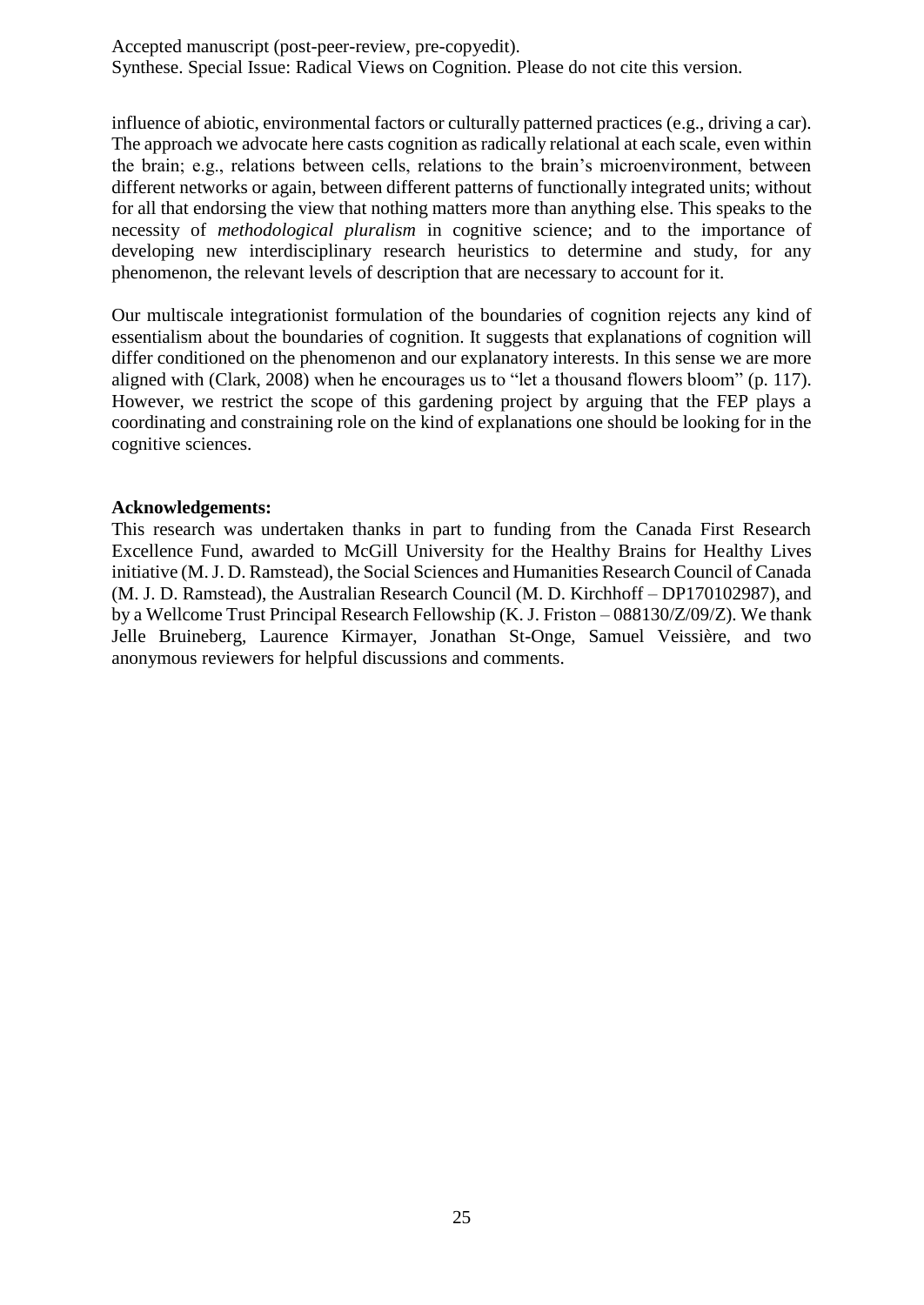influence of abiotic, environmental factors or culturally patterned practices (e.g., driving a car). The approach we advocate here casts cognition as radically relational at each scale, even within the brain; e.g., relations between cells, relations to the brain's microenvironment, between different networks or again, between different patterns of functionally integrated units; without for all that endorsing the view that nothing matters more than anything else. This speaks to the necessity of *methodological pluralism* in cognitive science; and to the importance of developing new interdisciplinary research heuristics to determine and study, for any phenomenon, the relevant levels of description that are necessary to account for it.

Our multiscale integrationist formulation of the boundaries of cognition rejects any kind of essentialism about the boundaries of cognition. It suggests that explanations of cognition will differ conditioned on the phenomenon and our explanatory interests. In this sense we are more aligned with (Clark, 2008) when he encourages us to "let a thousand flowers bloom" (p. 117). However, we restrict the scope of this gardening project by arguing that the FEP plays a coordinating and constraining role on the kind of explanations one should be looking for in the cognitive sciences.

**Acknowledgements:**

This research was undertaken thanks in part to funding from the Canada First Research Excellence Fund, awarded to McGill University for the Healthy Brains for Healthy Lives initiative (M. J. D. Ramstead), the Social Sciences and Humanities Research Council of Canada (M. J. D. Ramstead), the Australian Research Council (M. D. Kirchhoff – DP170102987), and by a Wellcome Trust Principal Research Fellowship (K. J. Friston – 088130/Z/09/Z). We thank Jelle Bruineberg, Laurence Kirmayer, Jonathan St-Onge, Samuel Veissière, and two anonymous reviewers for helpful discussions and comments.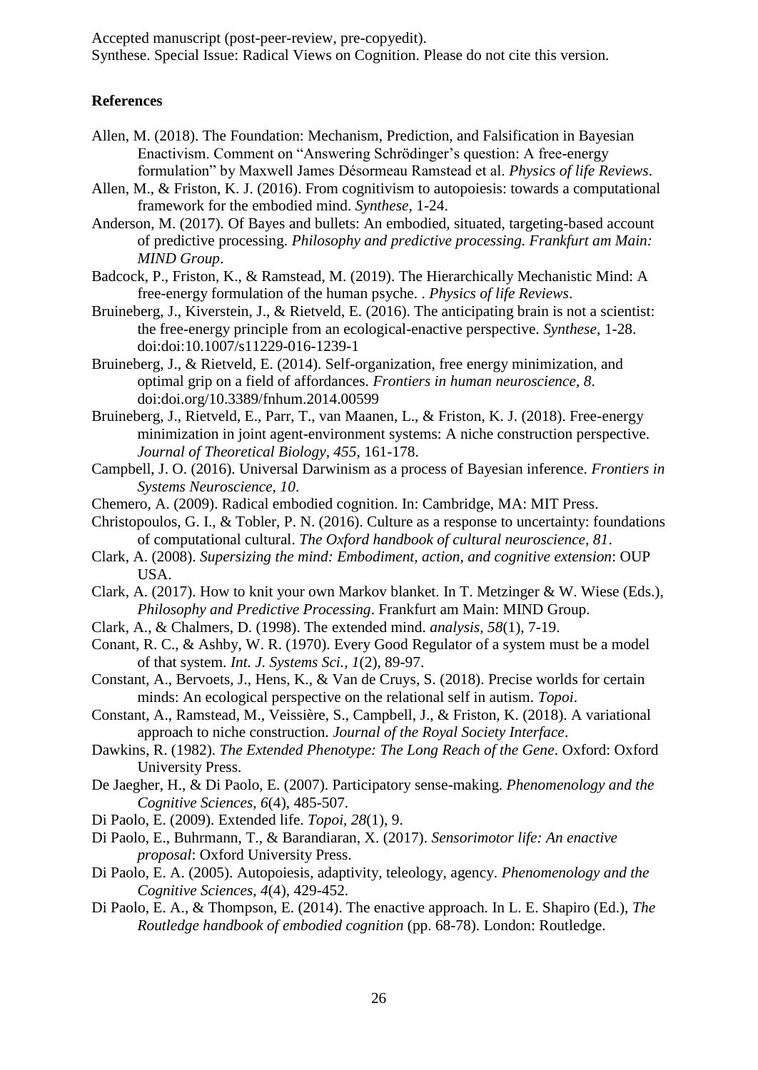## References

Allen, M. (2018). The Foundation: Mechanism, Prediction, and Falsification in Bayesian Enactivism. Comment on "Answering Schrödinger's question: A free-energy formulation" by Maxwell James Désormeau Ramstead et al. *Physics of life Reviews*.

Allen, M., & Friston, K. J. (2016). From cognitivism to autopoiesis: towards a computational framework for the embodied mind. *Synthese*, 1-24.

Anderson, M. (2017). Of Bayes and bullets: An embodied, situated, targeting-based account of predictive processing. *Philosophy and predictive processing. Frankfurt am Main: MIND Group*.

Badcock, P., Friston, K., & Ramstead, M. (2019). The Hierarchically Mechanistic Mind: A free-energy formulation of the human psyche. . *Physics of life Reviews*.

Bruineberg, J., Kiverstein, J., & Rietveld, E. (2016). The anticipating brain is not a scientist: the free-energy principle from an ecological-enactive perspective. *Synthese*, 1-28. doi:doi:10.1007/s11229-016-1239-1

Bruineberg, J., & Rietveld, E. (2014). Self-organization, free energy minimization, and optimal grip on a field of affordances. *Frontiers in human neuroscience, 8*. doi:doi.org/10.3389/fnhum.2014.00599

Bruineberg, J., Rietveld, E., Parr, T., van Maanen, L., & Friston, K. J. (2018). Free-energy minimization in joint agent-environment systems: A niche construction perspective. *Journal of Theoretical Biology, 455*, 161-178.

Campbell, J. O. (2016). Universal Darwinism as a process of Bayesian inference. *Frontiers in Systems Neuroscience, 10*.

Chemero, A. (2009). Radical embodied cognition. In: Cambridge, MA: MIT Press.

Christopoulos, G. I., & Tobler, P. N. (2016). Culture as a response to uncertainty: foundations of computational cultural. *The Oxford handbook of cultural neuroscience, 81*.

Clark, A. (2008). *Supersizing the mind: Embodiment, action, and cognitive extension*: OUP USA.

Clark, A. (2017). How to knit your own Markov blanket. In T. Metzinger & W. Wiese (Eds.), *Philosophy and Predictive Processing*. Frankfurt am Main: MIND Group.

Clark, A., & Chalmers, D. (1998). The extended mind. *analysis, 58*(1), 7-19.

Conant, R. C., & Ashby, W. R. (1970). Every Good Regulator of a system must be a model of that system. *Int. J. Systems Sci., 1*(2), 89-97.

Constant, A., Bervoets, J., Hens, K., & Van de Cruys, S. (2018). Precise worlds for certain minds: An ecological perspective on the relational self in autism. *Topoi*.

Constant, A., Ramstead, M., Veissière, S., Campbell, J., & Friston, K. (2018). A variational approach to niche construction. *Journal of the Royal Society Interface*.

Dawkins, R. (1982). *The Extended Phenotype: The Long Reach of the Gene*. Oxford: Oxford University Press.

De Jaegher, H., & Di Paolo, E. (2007). Participatory sense-making. *Phenomenology and the Cognitive Sciences, 6*(4), 485-507.

Di Paolo, E. (2009). Extended life. *Topoi, 28*(1), 9.

Di Paolo, E., Buhrmann, T., & Barandiaran, X. (2017). *Sensorimotor life: An enactive proposal*: Oxford University Press.

Di Paolo, E. A. (2005). Autopoiesis, adaptivity, teleology, agency. *Phenomenology and the Cognitive Sciences, 4*(4), 429-452.

Di Paolo, E. A., & Thompson, E. (2014). The enactive approach. In L. E. Shapiro (Ed.), *The Routledge handbook of embodied cognition* (pp. 68-78). London: Routledge.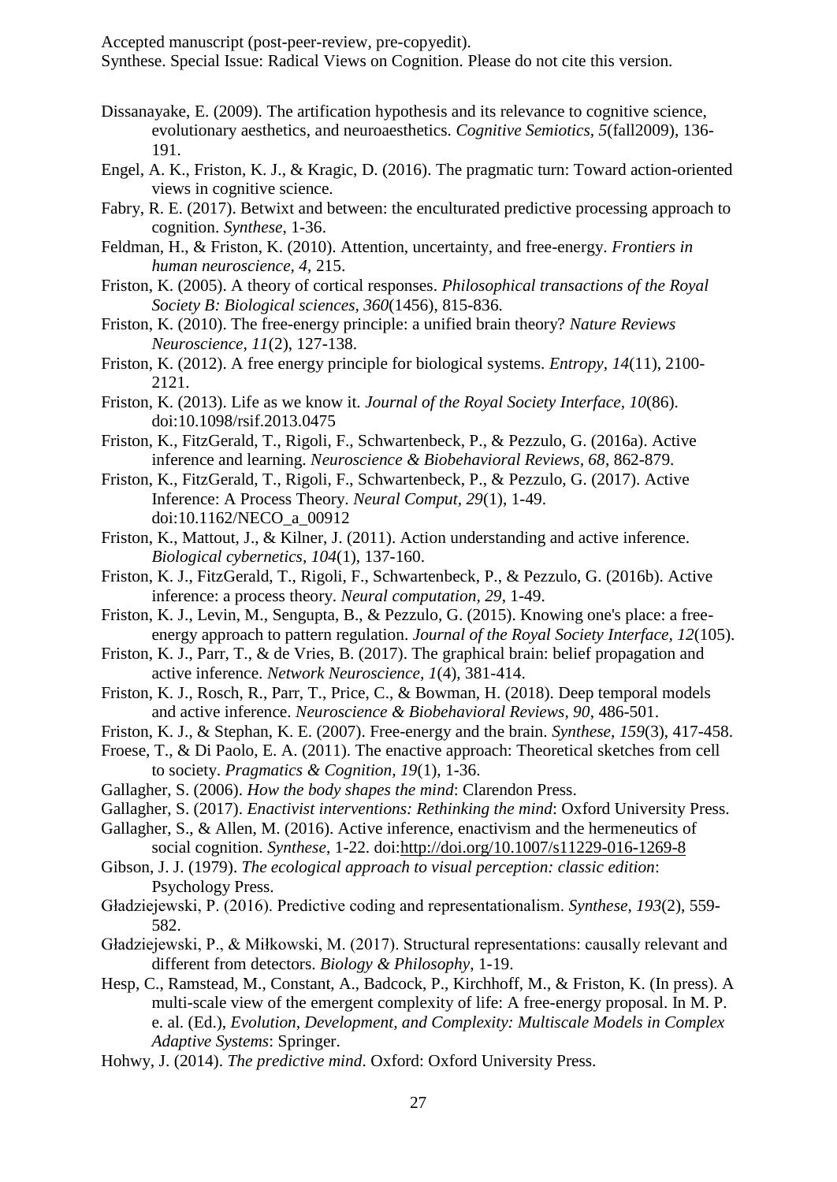Dissanayake, E. (2009). The artification hypothesis and its relevance to cognitive science, evolutionary aesthetics, and neuroaesthetics. *Cognitive Semiotics, 5*(fall2009), 136-191.

Engel, A. K., Friston, K. J., & Kragic, D. (2016). The pragmatic turn: Toward action-oriented views in cognitive science.

Fabry, R. E. (2017). Betwixt and between: the enculturated predictive processing approach to cognition. *Synthese*, 1-36.

Feldman, H., & Friston, K. (2010). Attention, uncertainty, and free-energy. *Frontiers in human neuroscience, 4*, 215.

Friston, K. (2005). A theory of cortical responses. *Philosophical transactions of the Royal Society B: Biological sciences, 360*(1456), 815-836.

Friston, K. (2010). The free-energy principle: a unified brain theory? *Nature Reviews Neuroscience, 11*(2), 127-138.

Friston, K. (2012). A free energy principle for biological systems. *Entropy, 14*(11), 2100-2121.

Friston, K. (2013). Life as we know it. *Journal of the Royal Society Interface, 10*(86). doi:10.1098/rsif.2013.0475

Friston, K., FitzGerald, T., Rigoli, F., Schwartenbeck, P., & Pezzulo, G. (2016a). Active inference and learning. *Neuroscience & Biobehavioral Reviews, 68*, 862-879.

Friston, K., FitzGerald, T., Rigoli, F., Schwartenbeck, P., & Pezzulo, G. (2017). Active Inference: A Process Theory. *Neural Comput, 29*(1), 1-49. doi:10.1162/NECO_a_00912

Friston, K., Mattout, J., & Kilner, J. (2011). Action understanding and active inference. *Biological cybernetics, 104*(1), 137-160.

Friston, K. J., FitzGerald, T., Rigoli, F., Schwartenbeck, P., & Pezzulo, G. (2016b). Active inference: a process theory. *Neural computation, 29*, 1-49.

Friston, K. J., Levin, M., Sengupta, B., & Pezzulo, G. (2015). Knowing one's place: a free-energy approach to pattern regulation. *Journal of the Royal Society Interface, 12*(105).

Friston, K. J., Parr, T., & de Vries, B. (2017). The graphical brain: belief propagation and active inference. *Network Neuroscience, 1*(4), 381-414.

Friston, K. J., Rosch, R., Parr, T., Price, C., & Bowman, H. (2018). Deep temporal models and active inference. *Neuroscience & Biobehavioral Reviews, 90*, 486-501.

Friston, K. J., & Stephan, K. E. (2007). Free-energy and the brain. *Synthese, 159*(3), 417-458.

Froese, T., & Di Paolo, E. A. (2011). The enactive approach: Theoretical sketches from cell to society. *Pragmatics & Cognition, 19*(1), 1-36.

Gallagher, S. (2006). *How the body shapes the mind*: Clarendon Press.

Gallagher, S. (2017). *Enactivist interventions: Rethinking the mind*: Oxford University Press.

Gallagher, S., & Allen, M. (2016). Active inference, enactivism and the hermeneutics of social cognition. *Synthese*, 1-22. doi:http://doi.org/10.1007/s11229-016-1269-8

Gibson, J. J. (1979). *The ecological approach to visual perception: classic edition*: Psychology Press.

Gładziejewski, P. (2016). Predictive coding and representationalism. *Synthese, 193*(2), 559-582.

Gładziejewski, P., & Miłkowski, M. (2017). Structural representations: causally relevant and different from detectors. *Biology & Philosophy*, 1-19.

Hesp, C., Ramstead, M., Constant, A., Badcock, P., Kirchhoff, M., & Friston, K. (In press). A multi-scale view of the emergent complexity of life: A free-energy proposal. In M. P. e. al. (Ed.), *Evolution, Development, and Complexity: Multiscale Models in Complex Adaptive Systems*: Springer.

Hohwy, J. (2014). *The predictive mind*. Oxford: Oxford University Press.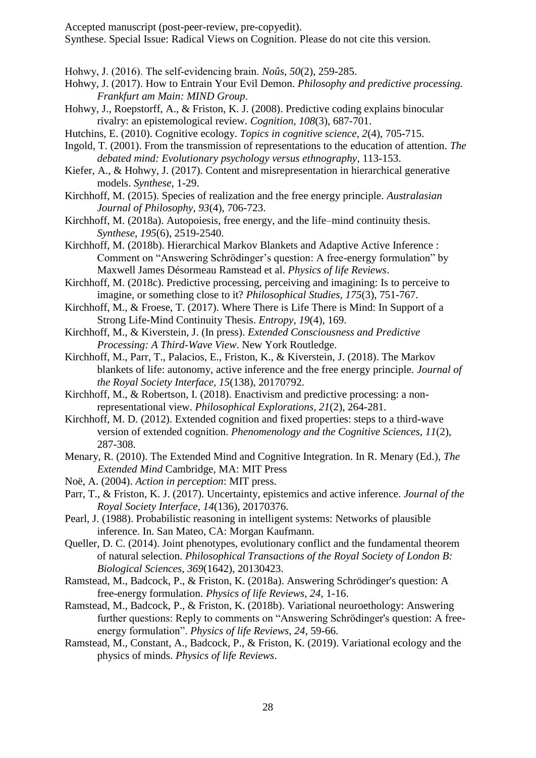Hohwy, J. (2016). The self-evidencing brain. *Noûs*, *50*(2), 259-285.

Hohwy, J. (2017). How to Entrain Your Evil Demon. *Philosophy and predictive processing. Frankfurt am Main: MIND Group*.

Hohwy, J., Roepstorff, A., & Friston, K. J. (2008). Predictive coding explains binocular rivalry: an epistemological review. *Cognition, 108*(3), 687-701.

Hutchins, E. (2010). Cognitive ecology. *Topics in cognitive science, 2*(4), 705-715.

Ingold, T. (2001). From the transmission of representations to the education of attention. *The debated mind: Evolutionary psychology versus ethnography*, 113-153.

Kiefer, A., & Hohwy, J. (2017). Content and misrepresentation in hierarchical generative models. *Synthese*, 1-29.

Kirchhoff, M. (2015). Species of realization and the free energy principle. *Australasian Journal of Philosophy, 93*(4), 706-723.

Kirchhoff, M. (2018a). Autopoiesis, free energy, and the life–mind continuity thesis. *Synthese, 195*(6), 2519-2540.

Kirchhoff, M. (2018b). Hierarchical Markov Blankets and Adaptive Active Inference : Comment on "Answering Schrödinger's question: A free-energy formulation" by Maxwell James Désormeau Ramstead et al. *Physics of life Reviews*.

Kirchhoff, M. (2018c). Predictive processing, perceiving and imagining: Is to perceive to imagine, or something close to it? *Philosophical Studies, 175*(3), 751-767.

Kirchhoff, M., & Froese, T. (2017). Where There is Life There is Mind: In Support of a Strong Life-Mind Continuity Thesis. *Entropy, 19*(4), 169.

Kirchhoff, M., & Kiverstein, J. (In press). *Extended Consciousness and Predictive Processing: A Third-Wave View*. New York Routledge.

Kirchhoff, M., Parr, T., Palacios, E., Friston, K., & Kiverstein, J. (2018). The Markov blankets of life: autonomy, active inference and the free energy principle. *Journal of the Royal Society Interface, 15*(138), 20170792.

Kirchhoff, M., & Robertson, I. (2018). Enactivism and predictive processing: a non-representational view. *Philosophical Explorations, 21*(2), 264-281.

Kirchhoff, M. D. (2012). Extended cognition and fixed properties: steps to a third-wave version of extended cognition. *Phenomenology and the Cognitive Sciences, 11*(2), 287-308.

Menary, R. (2010). The Extended Mind and Cognitive Integration. In R. Menary (Ed.), *The Extended Mind* Cambridge, MA: MIT Press

Noë, A. (2004). *Action in perception*: MIT press.

Parr, T., & Friston, K. J. (2017). Uncertainty, epistemics and active inference. *Journal of the Royal Society Interface, 14*(136), 20170376.

Pearl, J. (1988). Probabilistic reasoning in intelligent systems: Networks of plausible inference. In. San Mateo, CA: Morgan Kaufmann.

Queller, D. C. (2014). Joint phenotypes, evolutionary conflict and the fundamental theorem of natural selection. *Philosophical Transactions of the Royal Society of London B: Biological Sciences, 369*(1642), 20130423.

Ramstead, M., Badcock, P., & Friston, K. (2018a). Answering Schrödinger's question: A free-energy formulation. *Physics of life Reviews, 24*, 1-16.

Ramstead, M., Badcock, P., & Friston, K. (2018b). Variational neuroethology: Answering further questions: Reply to comments on "Answering Schrödinger's question: A free-energy formulation". *Physics of life Reviews, 24*, 59-66.

Ramstead, M., Constant, A., Badcock, P., & Friston, K. (2019). Variational ecology and the physics of minds. *Physics of life Reviews*.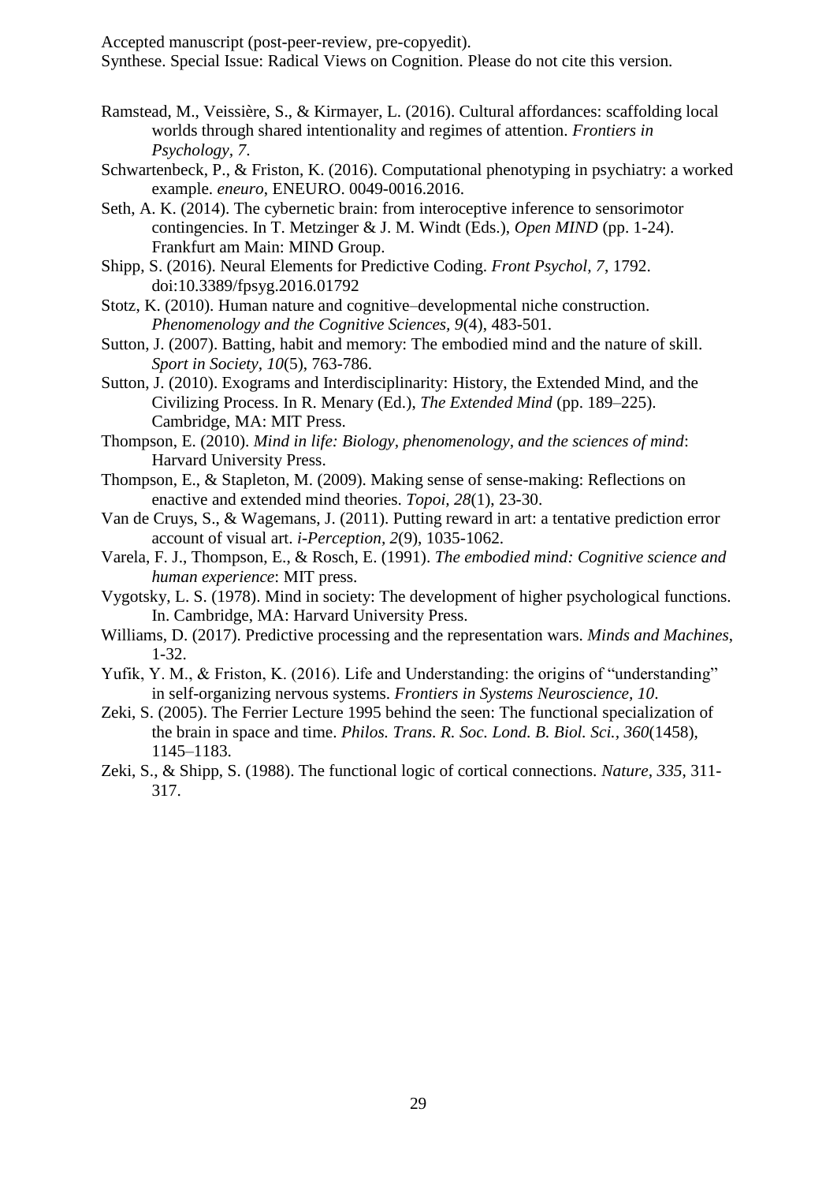Ramstead, M., Veissière, S., & Kirmayer, L. (2016). Cultural affordances: scaffolding local worlds through shared intentionality and regimes of attention. *Frontiers in Psychology, 7*.

Schwartenbeck, P., & Friston, K. (2016). Computational phenotyping in psychiatry: a worked example. *eneuro*, ENEURO. 0049-0016.2016.

Seth, A. K. (2014). The cybernetic brain: from interoceptive inference to sensorimotor contingencies. In T. Metzinger & J. M. Windt (Eds.), *Open MIND* (pp. 1-24). Frankfurt am Main: MIND Group.

Shipp, S. (2016). Neural Elements for Predictive Coding. *Front Psychol, 7*, 1792. doi:10.3389/fpsyg.2016.01792

Stotz, K. (2010). Human nature and cognitive–developmental niche construction. *Phenomenology and the Cognitive Sciences, 9*(4), 483-501.

Sutton, J. (2007). Batting, habit and memory: The embodied mind and the nature of skill. *Sport in Society, 10*(5), 763-786.

Sutton, J. (2010). Exograms and Interdisciplinarity: History, the Extended Mind, and the Civilizing Process. In R. Menary (Ed.), *The Extended Mind* (pp. 189–225). Cambridge, MA: MIT Press.

Thompson, E. (2010). *Mind in life: Biology, phenomenology, and the sciences of mind*: Harvard University Press.

Thompson, E., & Stapleton, M. (2009). Making sense of sense-making: Reflections on enactive and extended mind theories. *Topoi, 28*(1), 23-30.

Van de Cruys, S., & Wagemans, J. (2011). Putting reward in art: a tentative prediction error account of visual art. *i-Perception, 2*(9), 1035-1062.

Varela, F. J., Thompson, E., & Rosch, E. (1991). *The embodied mind: Cognitive science and human experience*: MIT press.

Vygotsky, L. S. (1978). Mind in society: The development of higher psychological functions. In. Cambridge, MA: Harvard University Press.

Williams, D. (2017). Predictive processing and the representation wars. *Minds and Machines*, 1-32.

Yufik, Y. M., & Friston, K. (2016). Life and Understanding: the origins of "understanding" in self-organizing nervous systems. *Frontiers in Systems Neuroscience, 10*.

Zeki, S. (2005). The Ferrier Lecture 1995 behind the seen: The functional specialization of the brain in space and time. *Philos. Trans. R. Soc. Lond. B. Biol. Sci., 360*(1458), 1145–1183.

Zeki, S., & Shipp, S. (1988). The functional logic of cortical connections. *Nature, 335*, 311-317.